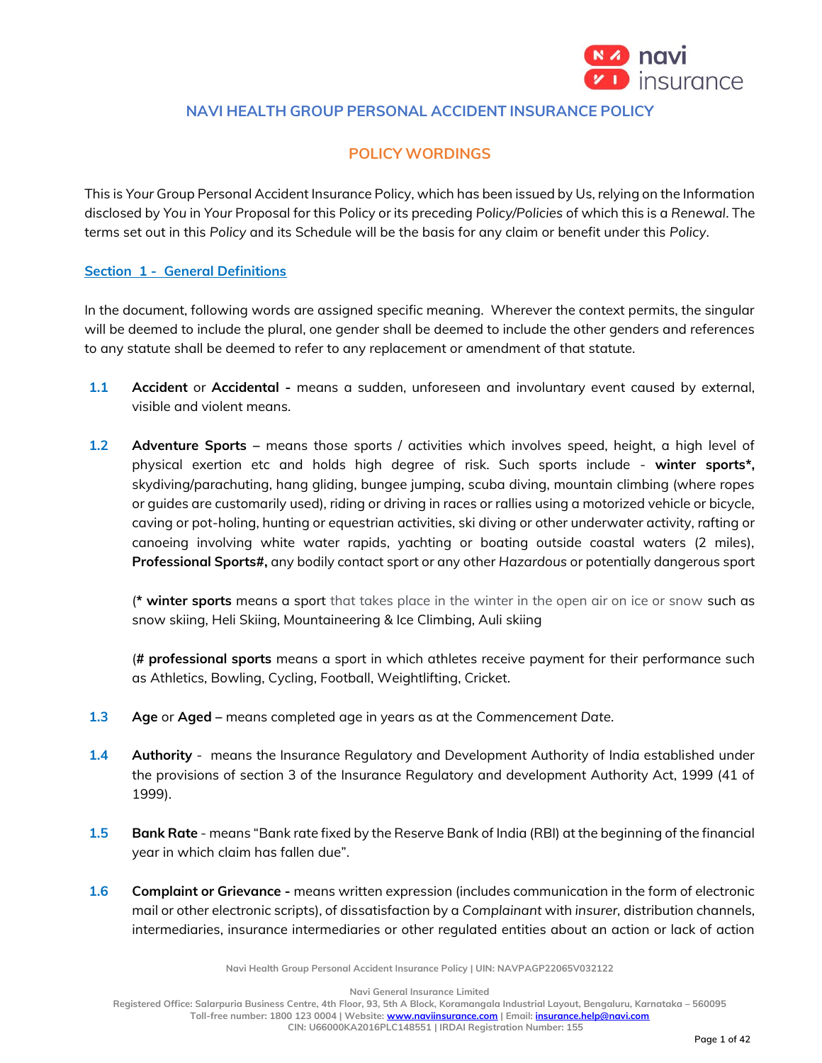# NAVI HEALTH GROUP PERSONAL ACCIDENT INSURANCE POLICY

## POLICY WORDINGS

This is *Your* Group Personal Accident Insurance Policy, which has been issued by Us, relying on the Information disclosed by *You* in *Your* Proposal for this Policy or its preceding *Policy/Policies* of which this is a *Renewal*. The terms set out in this *Policy* and its Schedule will be the basis for any claim or benefit under this *Policy*.

## Section 1 - General Definitions

In the document, following words are assigned specific meaning. Wherever the context permits, the singular will be deemed to include the plural, one gender shall be deemed to include the other genders and references to any statute shall be deemed to refer to any replacement or amendment of that statute.

**1.1** **Accident** or **Accidental -** means a sudden, unforeseen and involuntary event caused by external, visible and violent means.

**1.2** **Adventure Sports** – means those sports / activities which involves speed, height, a high level of physical exertion etc and holds high degree of risk. Such sports include - **winter sports*,** skydiving/parachuting, hang gliding, bungee jumping, scuba diving, mountain climbing (where ropes or guides are customarily used), riding or driving in races or rallies using a motorized vehicle or bicycle, caving or pot-holing, hunting or equestrian activities, ski diving or other underwater activity, rafting or canoeing involving white water rapids, yachting or boating outside coastal waters (2 miles), **Professional Sports#,** any bodily contact sport or any other *Hazardous* or potentially dangerous sport

(* **winter sports** means a sport that takes place in the winter in the open air on ice or snow such as snow skiing, Heli Skiing, Mountaineering & Ice Climbing, Auli skiing

(# **professional sports** means a sport in which athletes receive payment for their performance such as Athletics, Bowling, Cycling, Football, Weightlifting, Cricket.

**1.3** **Age** or **Aged** – means completed age in years as at the *Commencement Date*.

**1.4** **Authority** - means the Insurance Regulatory and Development Authority of India established under the provisions of section 3 of the Insurance Regulatory and development Authority Act, 1999 (41 of 1999).

**1.5** **Bank Rate** - means "Bank rate fixed by the Reserve Bank of India (RBI) at the beginning of the financial year in which claim has fallen due".

**1.6** **Complaint or Grievance -** means written expression (includes communication in the form of electronic mail or other electronic scripts), of dissatisfaction by a *Complainant* with *insurer*, distribution channels, intermediaries, insurance intermediaries or other regulated entities about an action or lack of action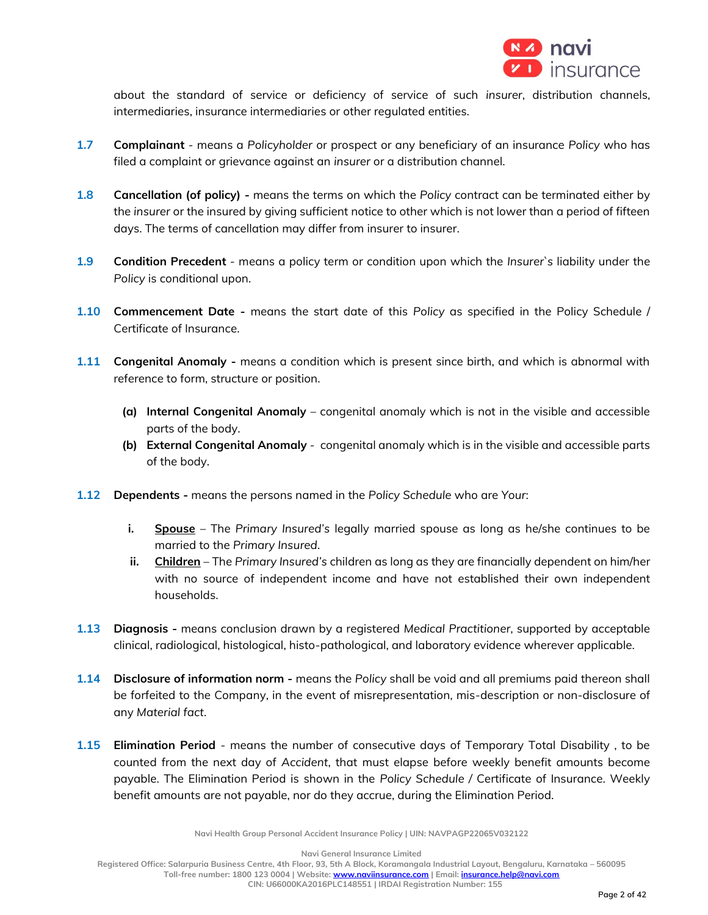about the standard of service or deficiency of service of such *insurer*, distribution channels, intermediaries, insurance intermediaries or other regulated entities.

**1.7** **Complainant** - means a *Policyholder* or prospect or any beneficiary of an insurance *Policy* who has filed a complaint or grievance against an *insurer* or a distribution channel.

**1.8** **Cancellation (of policy) -** means the terms on which the *Policy* contract can be terminated either by the *insurer* or the insured by giving sufficient notice to other which is not lower than a period of fifteen days. The terms of cancellation may differ from insurer to insurer.

**1.9** **Condition Precedent** - means a policy term or condition upon which the *Insurer`s* liability under the *Policy* is conditional upon.

**1.10** **Commencement Date -** means the start date of this *Policy* as specified in the Policy Schedule / Certificate of Insurance.

**1.11** **Congenital Anomaly -** means a condition which is present since birth, and which is abnormal with reference to form, structure or position.

- **(a)** **Internal Congenital Anomaly** – congenital anomaly which is not in the visible and accessible parts of the body.
- **(b)** **External Congenital Anomaly** - congenital anomaly which is in the visible and accessible parts of the body.

**1.12** **Dependents -** means the persons named in the *Policy Schedule* who are *Your*:

- **i.** **<u>Spouse</u>** – The *Primary Insured's* legally married spouse as long as he/she continues to be married to the *Primary Insured*.
- **ii.** **<u>Children</u>** – The *Primary Insured's* children as long as they are financially dependent on him/her with no source of independent income and have not established their own independent households.

**1.13** **Diagnosis -** means conclusion drawn by a registered *Medical Practitioner*, supported by acceptable clinical, radiological, histological, histo-pathological, and laboratory evidence wherever applicable.

**1.14** **Disclosure of information norm -** means the *Policy* shall be void and all premiums paid thereon shall be forfeited to the Company, in the event of misrepresentation, mis-description or non-disclosure of any *Material fact*.

**1.15** **Elimination Period** - means the number of consecutive days of Temporary Total Disability , to be counted from the next day of *Accident*, that must elapse before weekly benefit amounts become payable. The Elimination Period is shown in the *Policy Schedule* / Certificate of Insurance. Weekly benefit amounts are not payable, nor do they accrue, during the Elimination Period.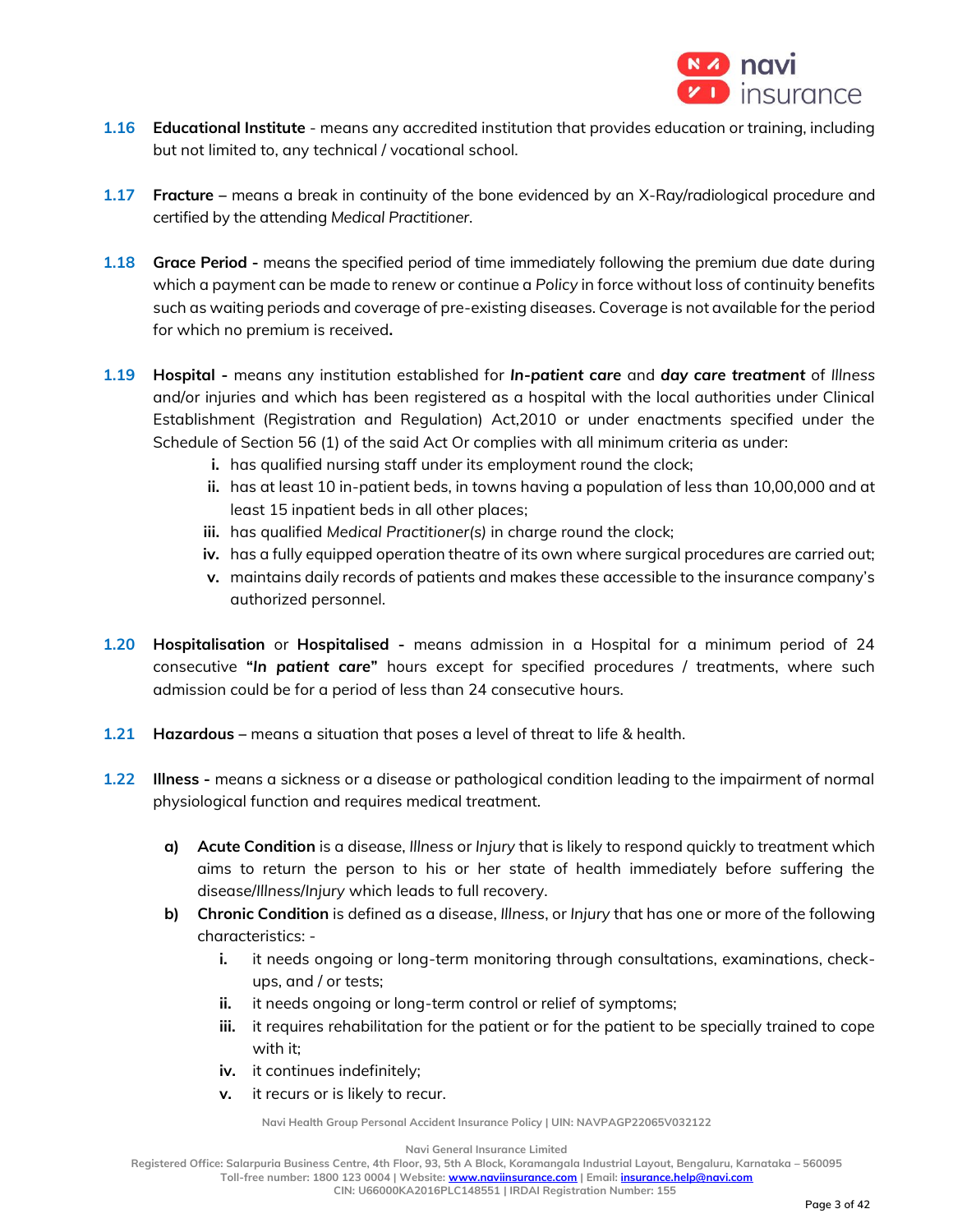**1.16 Educational Institute** - means any accredited institution that provides education or training, including but not limited to, any technical / vocational school.

**1.17 Fracture** – means a break in continuity of the bone evidenced by an X-Ray/radiological procedure and certified by the attending *Medical Practitioner*.

**1.18 Grace Period -** means the specified period of time immediately following the premium due date during which a payment can be made to renew or continue a *Policy* in force without loss of continuity benefits such as waiting periods and coverage of pre-existing diseases. Coverage is not available for the period for which no premium is received**.**

**1.19 Hospital -** means any institution established for ***In-patient care*** and ***day care treatment*** of *Illness* and/or injuries and which has been registered as a hospital with the local authorities under Clinical Establishment (Registration and Regulation) Act,2010 or under enactments specified under the Schedule of Section 56 (1) of the said Act Or complies with all minimum criteria as under:

- **i.** has qualified nursing staff under its employment round the clock;
- **ii.** has at least 10 in-patient beds, in towns having a population of less than 10,00,000 and at least 15 inpatient beds in all other places;
- **iii.** has qualified *Medical Practitioner(s)* in charge round the clock;
- **iv.** has a fully equipped operation theatre of its own where surgical procedures are carried out;
- **v.** maintains daily records of patients and makes these accessible to the insurance company's authorized personnel.

**1.20 Hospitalisation** or **Hospitalised -** means admission in a Hospital for a minimum period of 24 consecutive **"*In patient care*"** hours except for specified procedures / treatments, where such admission could be for a period of less than 24 consecutive hours.

**1.21 Hazardous** – means a situation that poses a level of threat to life & health.

**1.22 Illness -** means a sickness or a disease or pathological condition leading to the impairment of normal physiological function and requires medical treatment.

- **a) Acute Condition** is a disease, *Illness* or *Injury* that is likely to respond quickly to treatment which aims to return the person to his or her state of health immediately before suffering the disease/*Illness*/*Injury* which leads to full recovery.
- **b) Chronic Condition** is defined as a disease, *Illness*, or *Injury* that has one or more of the following characteristics: -
  - **i.** it needs ongoing or long-term monitoring through consultations, examinations, check-ups, and / or tests;
  - **ii.** it needs ongoing or long-term control or relief of symptoms;
  - **iii.** it requires rehabilitation for the patient or for the patient to be specially trained to cope with it;
  - **iv.** it continues indefinitely;
  - **v.** it recurs or is likely to recur.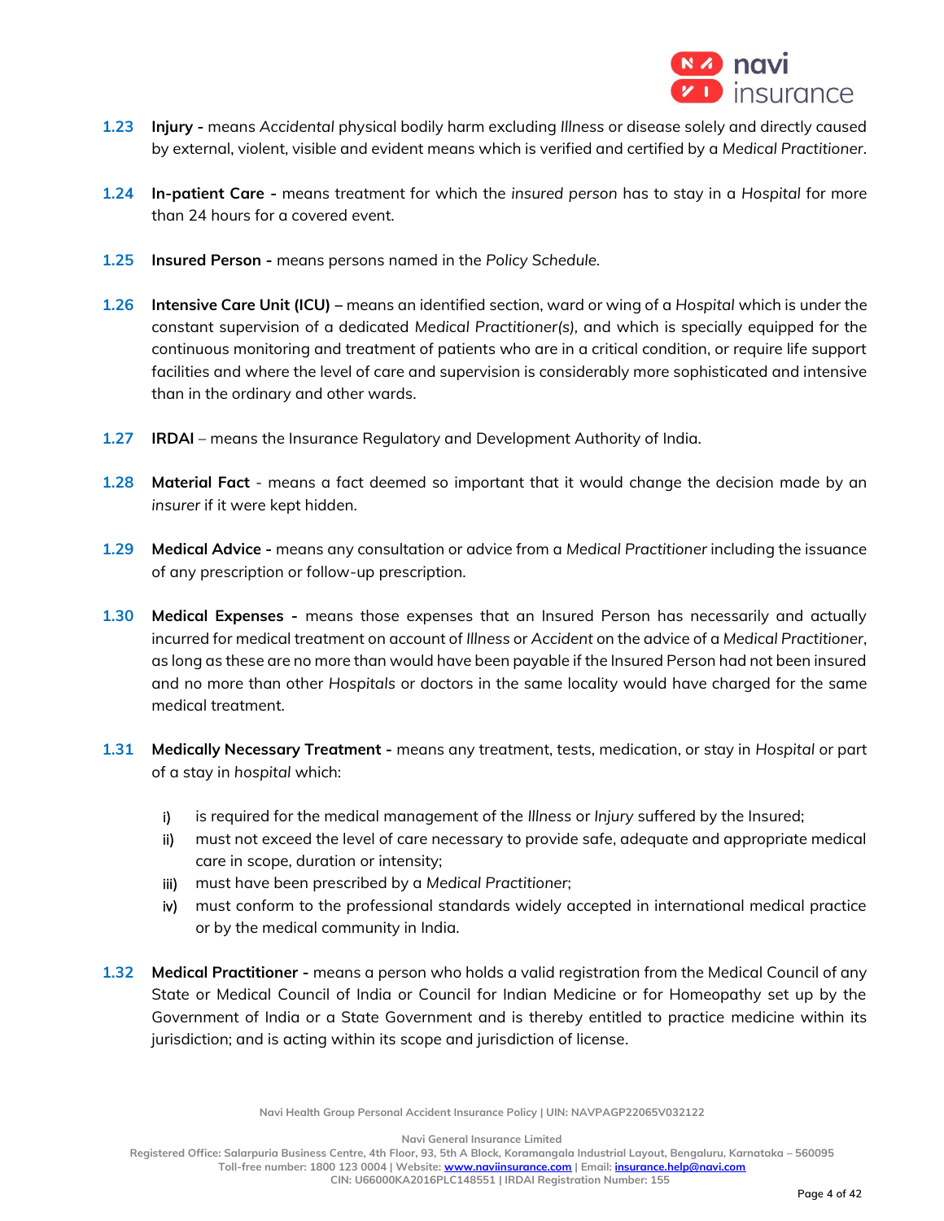**1.23** **Injury -** means *Accidental* physical bodily harm excluding *Illness* or disease solely and directly caused by external, violent, visible and evident means which is verified and certified by a *Medical Practitioner*.

**1.24** **In-patient Care -** means treatment for which the *insured person* has to stay in a *Hospital* for more than 24 hours for a covered event.

**1.25** **Insured Person -** means persons named in the *Policy Schedule*.

**1.26** **Intensive Care Unit (ICU)** – means an identified section, ward or wing of a *Hospital* which is under the constant supervision of a dedicated *Medical Practitioner(s)*, and which is specially equipped for the continuous monitoring and treatment of patients who are in a critical condition, or require life support facilities and where the level of care and supervision is considerably more sophisticated and intensive than in the ordinary and other wards.

**1.27** **IRDAI** – means the Insurance Regulatory and Development Authority of India.

**1.28** **Material Fact** - means a fact deemed so important that it would change the decision made by an *insurer* if it were kept hidden.

**1.29** **Medical Advice -** means any consultation or advice from a *Medical Practitioner* including the issuance of any prescription or follow-up prescription.

**1.30** **Medical Expenses -** means those expenses that an Insured Person has necessarily and actually incurred for medical treatment on account of *Illness* or *Accident* on the advice of a *Medical Practitioner*, as long as these are no more than would have been payable if the Insured Person had not been insured and no more than other *Hospitals* or doctors in the same locality would have charged for the same medical treatment.

**1.31** **Medically Necessary Treatment -** means any treatment, tests, medication, or stay in *Hospital* or part of a stay in *hospital* which:

i) is required for the medical management of the *Illness* or *Injury* suffered by the Insured;
ii) must not exceed the level of care necessary to provide safe, adequate and appropriate medical care in scope, duration or intensity;
iii) must have been prescribed by a *Medical Practitioner*;
iv) must conform to the professional standards widely accepted in international medical practice or by the medical community in India.

**1.32** **Medical Practitioner -** means a person who holds a valid registration from the Medical Council of any State or Medical Council of India or Council for Indian Medicine or for Homeopathy set up by the Government of India or a State Government and is thereby entitled to practice medicine within its jurisdiction; and is acting within its scope and jurisdiction of license.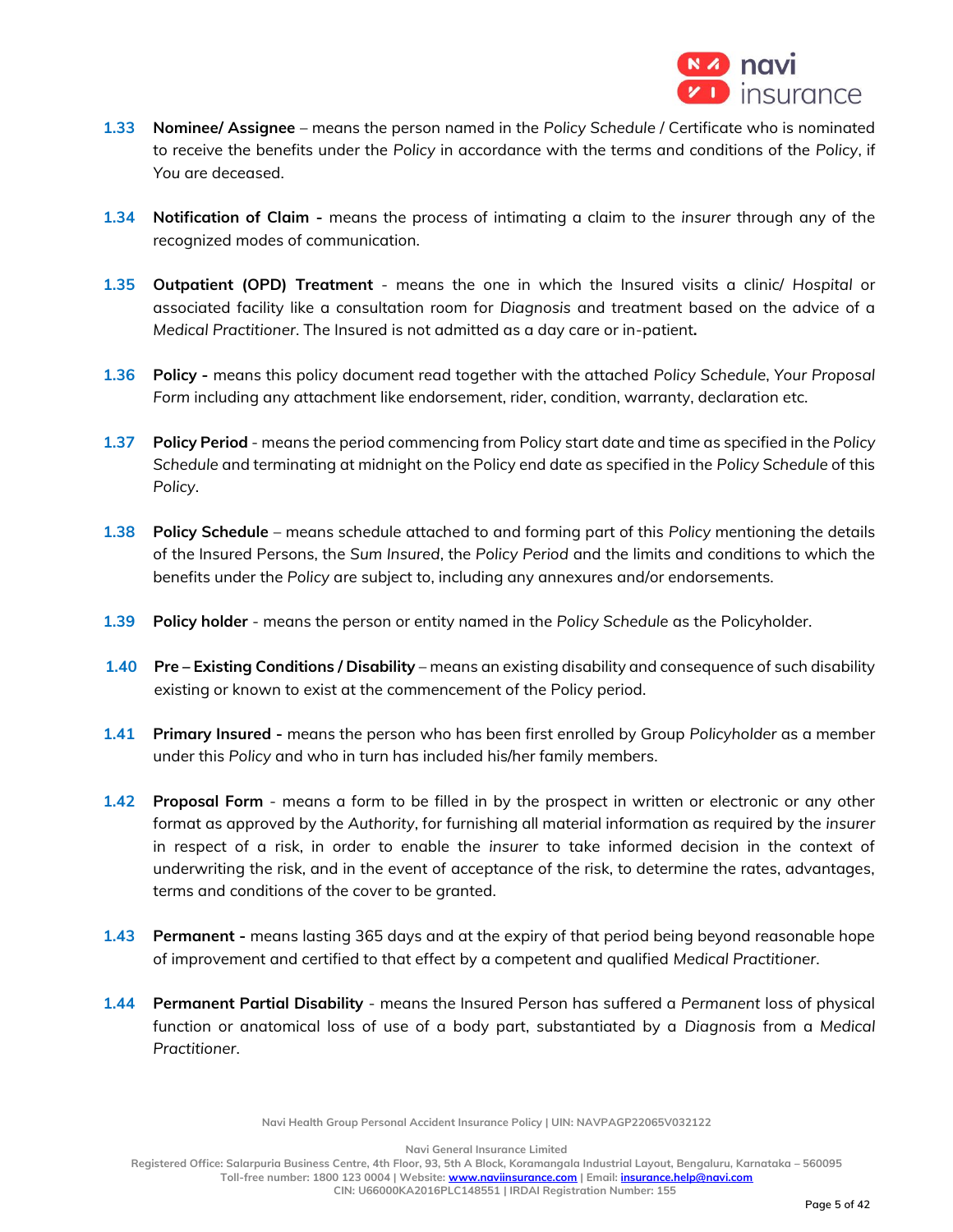**1.33 Nominee/ Assignee** – means the person named in the *Policy Schedule* / Certificate who is nominated to receive the benefits under the *Policy* in accordance with the terms and conditions of the *Policy*, if *You* are deceased.

**1.34 Notification of Claim -** means the process of intimating a claim to the *insurer* through any of the recognized modes of communication.

**1.35 Outpatient (OPD) Treatment** - means the one in which the Insured visits a clinic/ *Hospital* or associated facility like a consultation room for *Diagnosis* and treatment based on the advice of a *Medical Practitioner*. The Insured is not admitted as a day care or in-patient**.**

**1.36 Policy -** means this policy document read together with the attached *Policy Schedule*, *Your Proposal Form* including any attachment like endorsement, rider, condition, warranty, declaration etc.

**1.37 Policy Period** - means the period commencing from Policy start date and time as specified in the *Policy Schedule* and terminating at midnight on the Policy end date as specified in the *Policy Schedule* of this *Policy*.

**1.38 Policy Schedule** – means schedule attached to and forming part of this *Policy* mentioning the details of the Insured Persons, the *Sum Insured*, the *Policy Period* and the limits and conditions to which the benefits under the *Policy* are subject to, including any annexures and/or endorsements.

**1.39 Policy holder** - means the person or entity named in the *Policy Schedule* as the Policyholder.

**1.40 Pre – Existing Conditions / Disability** – means an existing disability and consequence of such disability existing or known to exist at the commencement of the Policy period.

**1.41 Primary Insured -** means the person who has been first enrolled by Group *Policyholder* as a member under this *Policy* and who in turn has included his/her family members.

**1.42 Proposal Form** - means a form to be filled in by the prospect in written or electronic or any other format as approved by the *Authority*, for furnishing all material information as required by the *insurer* in respect of a risk, in order to enable the *insurer* to take informed decision in the context of underwriting the risk, and in the event of acceptance of the risk, to determine the rates, advantages, terms and conditions of the cover to be granted.

**1.43 Permanent -** means lasting 365 days and at the expiry of that period being beyond reasonable hope of improvement and certified to that effect by a competent and qualified *Medical Practitioner*.

**1.44 Permanent Partial Disability** - means the Insured Person has suffered a *Permanent* loss of physical function or anatomical loss of use of a body part, substantiated by a *Diagnosis* from a *Medical Practitioner*.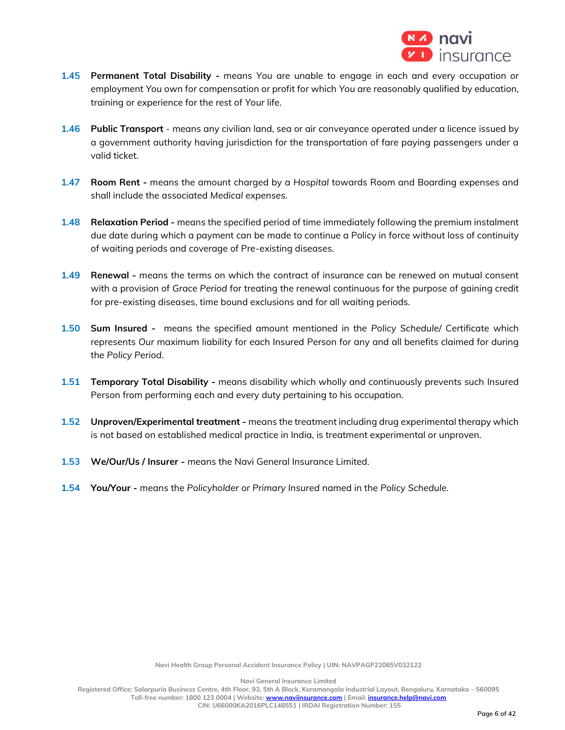**1.45 Permanent Total Disability -** means *You* are unable to engage in each and every occupation or employment *You* own for compensation or profit for which *You* are reasonably qualified by education, training or experience for the rest of *Your* life.

**1.46 Public Transport** - means any civilian land, sea or air conveyance operated under a licence issued by a government authority having jurisdiction for the transportation of fare paying passengers under a valid ticket.

**1.47 Room Rent -** means the amount charged by a *Hospital* towards Room and Boarding expenses and shall include the associated *Medical expenses.*

**1.48 Relaxation Period -** means the specified period of time immediately following the premium instalment due date during which a payment can be made to continue a Policy in force without loss of continuity of waiting periods and coverage of Pre-existing diseases.

**1.49 Renewal -** means the terms on which the contract of insurance can be renewed on mutual consent with a provision of *Grace Period* for treating the renewal continuous for the purpose of gaining credit for pre-existing diseases, time bound exclusions and for all waiting periods.

**1.50 Sum Insured -** means the specified amount mentioned in the *Policy Schedule/* Certificate which represents *Our* maximum liability for each Insured Person for any and all benefits claimed for during the *Policy Period.*

**1.51 Temporary Total Disability -** means disability which wholly and continuously prevents such Insured Person from performing each and every duty pertaining to his occupation.

**1.52 Unproven/Experimental treatment -** means the treatment including drug experimental therapy which is not based on established medical practice in India, is treatment experimental or unproven.

**1.53 We/Our/Us / Insurer -** means the Navi General Insurance Limited.

**1.54 You/Your -** means the *Policyholder* or *Primary Insured* named in the *Policy Schedule.*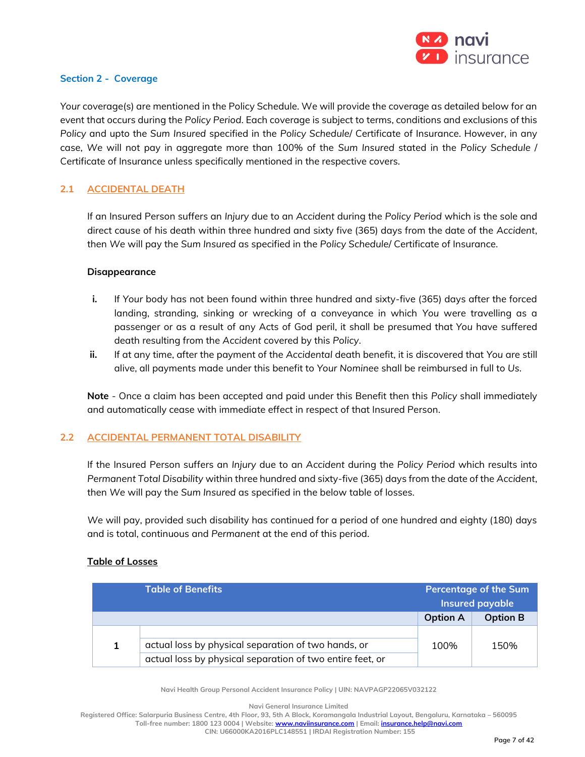## Section 2 - Coverage

*Your* coverage(s) are mentioned in the Policy Schedule. We will provide the coverage as detailed below for an event that occurs during the *Policy Period*. Each coverage is subject to terms, conditions and exclusions of this *Policy* and upto the *Sum Insured* specified in the *Policy Schedule*/ Certificate of Insurance. However, in any case, *We* will not pay in aggregate more than 100% of the *Sum Insured* stated in the *Policy Schedule* / Certificate of Insurance unless specifically mentioned in the respective covers.

### 2.1 ACCIDENTAL DEATH

If an Insured Person suffers an *Injury* due to an *Accident* during the *Policy Period* which is the sole and direct cause of his death within three hundred and sixty five (365) days from the date of the *Accident*, then *We* will pay the *Sum Insured* as specified in the *Policy Schedule*/ Certificate of Insurance.

**Disappearance**

- **i.** If *Your* body has not been found within three hundred and sixty-five (365) days after the forced landing, stranding, sinking or wrecking of a conveyance in which *You* were travelling as a passenger or as a result of any Acts of God peril, it shall be presumed that *You* have suffered death resulting from the *Accident* covered by this *Policy*.
- **ii.** If at any time, after the payment of the *Accidental* death benefit, it is discovered that *You* are still alive, all payments made under this benefit to *Your Nominee* shall be reimbursed in full to *Us*.

**Note** - Once a claim has been accepted and paid under this Benefit then this *Policy* shall immediately and automatically cease with immediate effect in respect of that Insured Person.

### 2.2 ACCIDENTAL PERMANENT TOTAL DISABILITY

If the Insured Person suffers an *Injury* due to an *Accident* during the *Policy Period* which results into *Permanent Total Disability* within three hundred and sixty-five (365) days from the date of the *Accident*, then *We* will pay the *Sum Insured* as specified in the below table of losses.

*We* will pay, provided such disability has continued for a period of one hundred and eighty (180) days and is total, continuous and *Permanent* at the end of this period.

**Table of Losses**

| | Table of Benefits | Percentage of the Sum Insured payable | |
|---|---|---|---|
| | | Option A | Option B |
| 1 | actual loss by physical separation of two hands, or<br>actual loss by physical separation of two entire feet, or | 100% | 150% |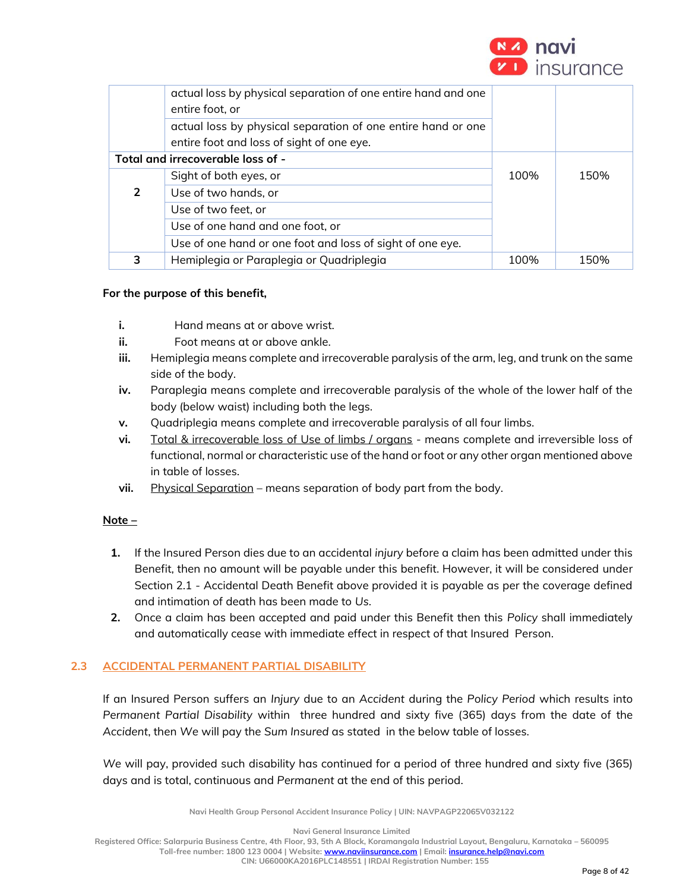| | | | |
|---|---|---|---|
| | actual loss by physical separation of one entire hand and one entire foot, or | | |
| | actual loss by physical separation of one entire hand or one entire foot and loss of sight of one eye. | | |
| **Total and irrecoverable loss of -** | | | |
| 2 | Sight of both eyes, or | 100% | 150% |
| | Use of two hands, or | | |
| | Use of two feet, or | | |
| | Use of one hand and one foot, or | | |
| | Use of one hand or one foot and loss of sight of one eye. | | |
| 3 | Hemiplegia or Paraplegia or Quadriplegia | 100% | 150% |

**For the purpose of this benefit,**

- **i.** Hand means at or above wrist.
- **ii.** Foot means at or above ankle.
- **iii.** Hemiplegia means complete and irrecoverable paralysis of the arm, leg, and trunk on the same side of the body.
- **iv.** Paraplegia means complete and irrecoverable paralysis of the whole of the lower half of the body (below waist) including both the legs.
- **v.** Quadriplegia means complete and irrecoverable paralysis of all four limbs.
- **vi.** Total & irrecoverable loss of Use of limbs / organs - means complete and irreversible loss of functional, normal or characteristic use of the hand or foot or any other organ mentioned above in table of losses.
- **vii.** Physical Separation – means separation of body part from the body.

**Note –**

1. If the Insured Person dies due to an accidental *injury* before a claim has been admitted under this Benefit, then no amount will be payable under this benefit. However, it will be considered under Section 2.1 - Accidental Death Benefit above provided it is payable as per the coverage defined and intimation of death has been made to *Us*.
2. Once a claim has been accepted and paid under this Benefit then this *Policy* shall immediately and automatically cease with immediate effect in respect of that Insured Person.

## 2.3 ACCIDENTAL PERMANENT PARTIAL DISABILITY

If an Insured Person suffers an *Injury* due to an *Accident* during the *Policy Period* which results into *Permanent Partial Disability* within three hundred and sixty five (365) days from the date of the *Accident*, then *We* will pay the *Sum Insured* as stated in the below table of losses.

*We* will pay, provided such disability has continued for a period of three hundred and sixty five (365) days and is total, continuous and *Permanent* at the end of this period.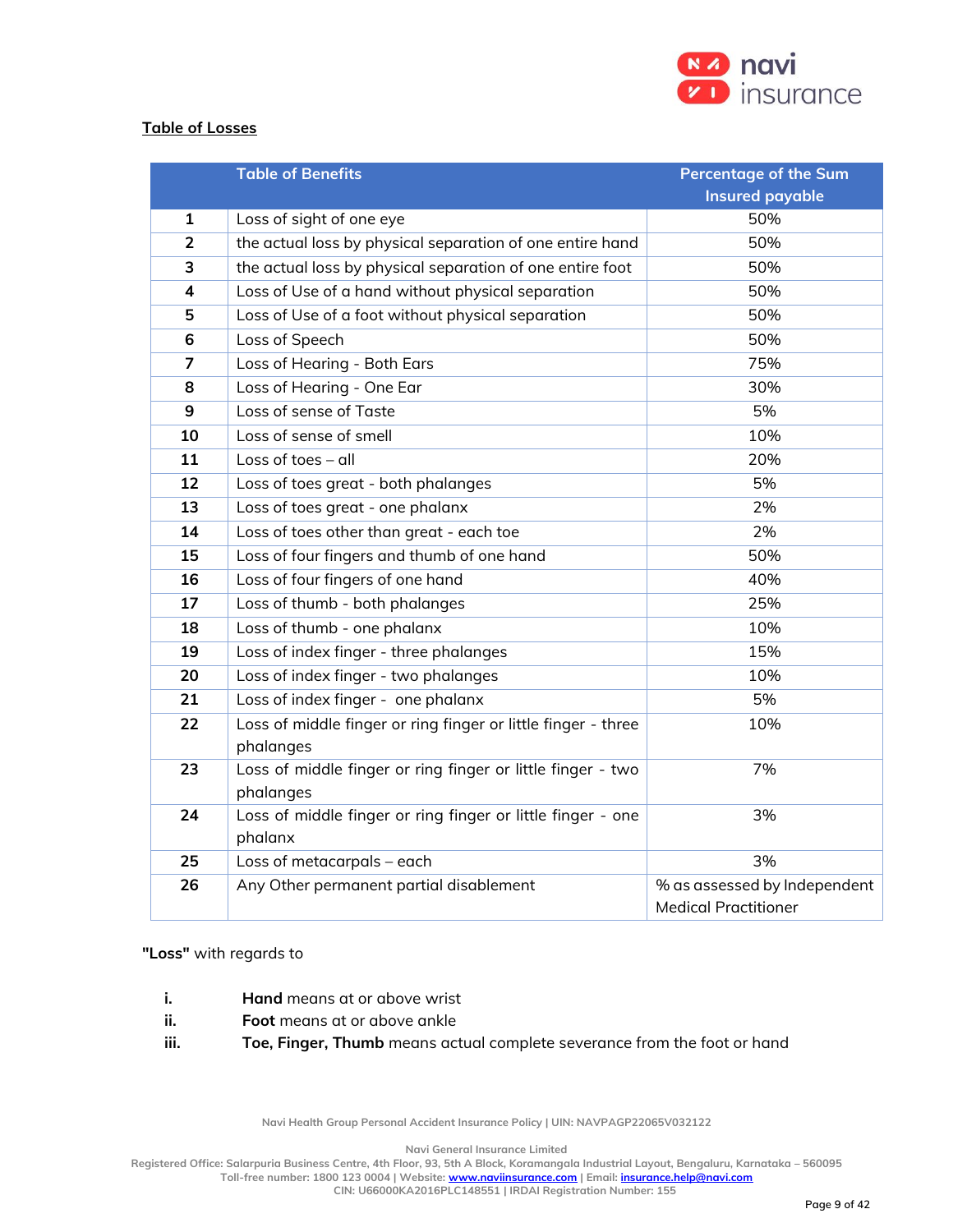**Table of Losses**

| | Table of Benefits | Percentage of the Sum Insured payable |
|---|---|---|
| **1** | Loss of sight of one eye | 50% |
| **2** | the actual loss by physical separation of one entire hand | 50% |
| **3** | the actual loss by physical separation of one entire foot | 50% |
| **4** | Loss of Use of a hand without physical separation | 50% |
| **5** | Loss of Use of a foot without physical separation | 50% |
| **6** | Loss of Speech | 50% |
| **7** | Loss of Hearing - Both Ears | 75% |
| **8** | Loss of Hearing - One Ear | 30% |
| **9** | Loss of sense of Taste | 5% |
| **10** | Loss of sense of smell | 10% |
| **11** | Loss of toes – all | 20% |
| **12** | Loss of toes great - both phalanges | 5% |
| **13** | Loss of toes great - one phalanx | 2% |
| **14** | Loss of toes other than great - each toe | 2% |
| **15** | Loss of four fingers and thumb of one hand | 50% |
| **16** | Loss of four fingers of one hand | 40% |
| **17** | Loss of thumb - both phalanges | 25% |
| **18** | Loss of thumb - one phalanx | 10% |
| **19** | Loss of index finger - three phalanges | 15% |
| **20** | Loss of index finger - two phalanges | 10% |
| **21** | Loss of index finger - one phalanx | 5% |
| **22** | Loss of middle finger or ring finger or little finger - three phalanges | 10% |
| **23** | Loss of middle finger or ring finger or little finger - two phalanges | 7% |
| **24** | Loss of middle finger or ring finger or little finger - one phalanx | 3% |
| **25** | Loss of metacarpals – each | 3% |
| **26** | Any Other permanent partial disablement | % as assessed by Independent Medical Practitioner |

**"Loss"** with regards to

- **i.** **Hand** means at or above wrist
- **ii.** **Foot** means at or above ankle
- **iii.** **Toe, Finger, Thumb** means actual complete severance from the foot or hand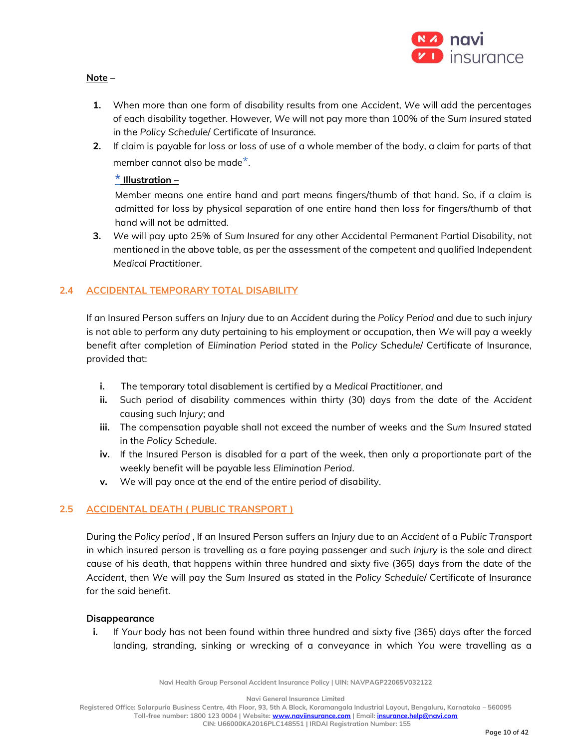**Note** –

1. When more than one form of disability results from one *Accident*, *We* will add the percentages of each disability together. However, *We* will not pay more than 100% of the *Sum Insured* stated in the *Policy Schedule*/ Certificate of Insurance.
2. If claim is payable for loss or loss of use of a whole member of the body, a claim for parts of that member cannot also be made*.

   * **Illustration –**

   Member means one entire hand and part means fingers/thumb of that hand. So, if a claim is admitted for loss by physical separation of one entire hand then loss for fingers/thumb of that hand will not be admitted.
3. *We* will pay upto 25% of *Sum Insured* for any other Accidental Permanent Partial Disability, not mentioned in the above table, as per the assessment of the competent and qualified Independent *Medical Practitioner*.

## 2.4 ACCIDENTAL TEMPORARY TOTAL DISABILITY

If an Insured Person suffers an *Injury* due to an *Accident* during the *Policy Period* and due to such *injury* is not able to perform any duty pertaining to his employment or occupation, then *We* will pay a weekly benefit after completion of *Elimination Period* stated in the *Policy Schedule*/ Certificate of Insurance, provided that:

- **i.** The temporary total disablement is certified by a *Medical Practitioner*, and
- **ii.** Such period of disability commences within thirty (30) days from the date of the *Accident* causing such *Injury*; and
- **iii.** The compensation payable shall not exceed the number of weeks and the *Sum Insured* stated in the *Policy Schedule*.
- **iv.** If the Insured Person is disabled for a part of the week, then only a proportionate part of the weekly benefit will be payable less *Elimination Period*.
- **v.** We will pay once at the end of the entire period of disability.

## 2.5 ACCIDENTAL DEATH ( PUBLIC TRANSPORT )

During the *Policy period* , If an Insured Person suffers an *Injury* due to an *Accident* of a *Public Transport* in which insured person is travelling as a fare paying passenger and such *Injury* is the sole and direct cause of his death, that happens within three hundred and sixty five (365) days from the date of the *Accident*, then *We* will pay the *Sum Insured* as stated in the *Policy Schedule*/ Certificate of Insurance for the said benefit.

**Disappearance**

- **i.** If *Your* body has not been found within three hundred and sixty five (365) days after the forced landing, stranding, sinking or wrecking of a conveyance in which *You* were travelling as a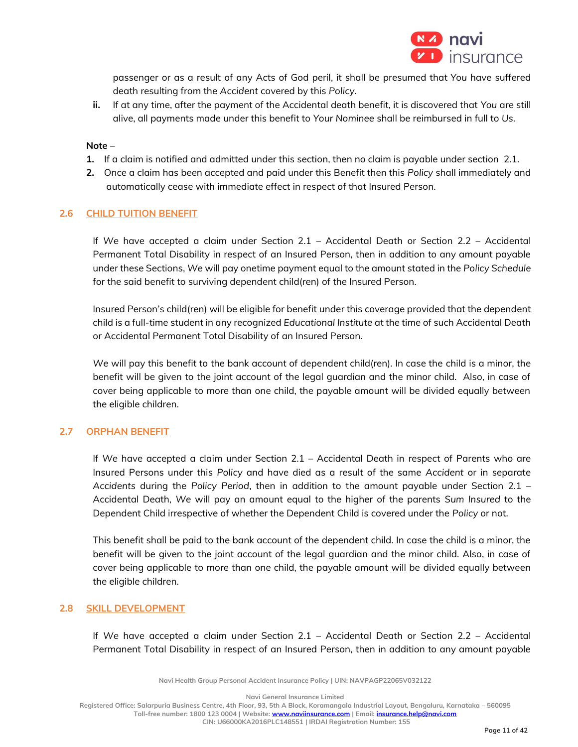passenger or as a result of any Acts of God peril, it shall be presumed that *You* have suffered death resulting from the *Accident* covered by this *Policy*.

**ii.** If at any time, after the payment of the Accidental death benefit, it is discovered that *You* are still alive, all payments made under this benefit to *Your Nominee* shall be reimbursed in full to *Us*.

**Note** –

1. If a claim is notified and admitted under this section, then no claim is payable under section 2.1.
2. Once a claim has been accepted and paid under this Benefit then this *Policy* shall immediately and automatically cease with immediate effect in respect of that Insured Person.

## 2.6 CHILD TUITION BENEFIT

If *We* have accepted a claim under Section 2.1 – Accidental Death or Section 2.2 – Accidental Permanent Total Disability in respect of an Insured Person, then in addition to any amount payable under these Sections, *We* will pay onetime payment equal to the amount stated in the *Policy Schedule* for the said benefit to surviving dependent child(ren) of the Insured Person.

Insured Person's child(ren) will be eligible for benefit under this coverage provided that the dependent child is a full-time student in any recognized *Educational Institute* at the time of such Accidental Death or Accidental Permanent Total Disability of an Insured Person.

*We* will pay this benefit to the bank account of dependent child(ren). In case the child is a minor, the benefit will be given to the joint account of the legal guardian and the minor child. Also, in case of cover being applicable to more than one child, the payable amount will be divided equally between the eligible children.

## 2.7 ORPHAN BENEFIT

If We have accepted a claim under Section 2.1 – Accidental Death in respect of Parents who are Insured Persons under this *Policy* and have died as a result of the same *Accident* or in separate *Accidents* during the *Policy Period*, then in addition to the amount payable under Section 2.1 – Accidental Death, We will pay an amount equal to the higher of the parents *Sum Insured* to the Dependent Child irrespective of whether the Dependent Child is covered under the *Policy* or not.

This benefit shall be paid to the bank account of the dependent child. In case the child is a minor, the benefit will be given to the joint account of the legal guardian and the minor child. Also, in case of cover being applicable to more than one child, the payable amount will be divided equally between the eligible children.

## 2.8 SKILL DEVELOPMENT

If *We* have accepted a claim under Section 2.1 – Accidental Death or Section 2.2 – Accidental Permanent Total Disability in respect of an Insured Person, then in addition to any amount payable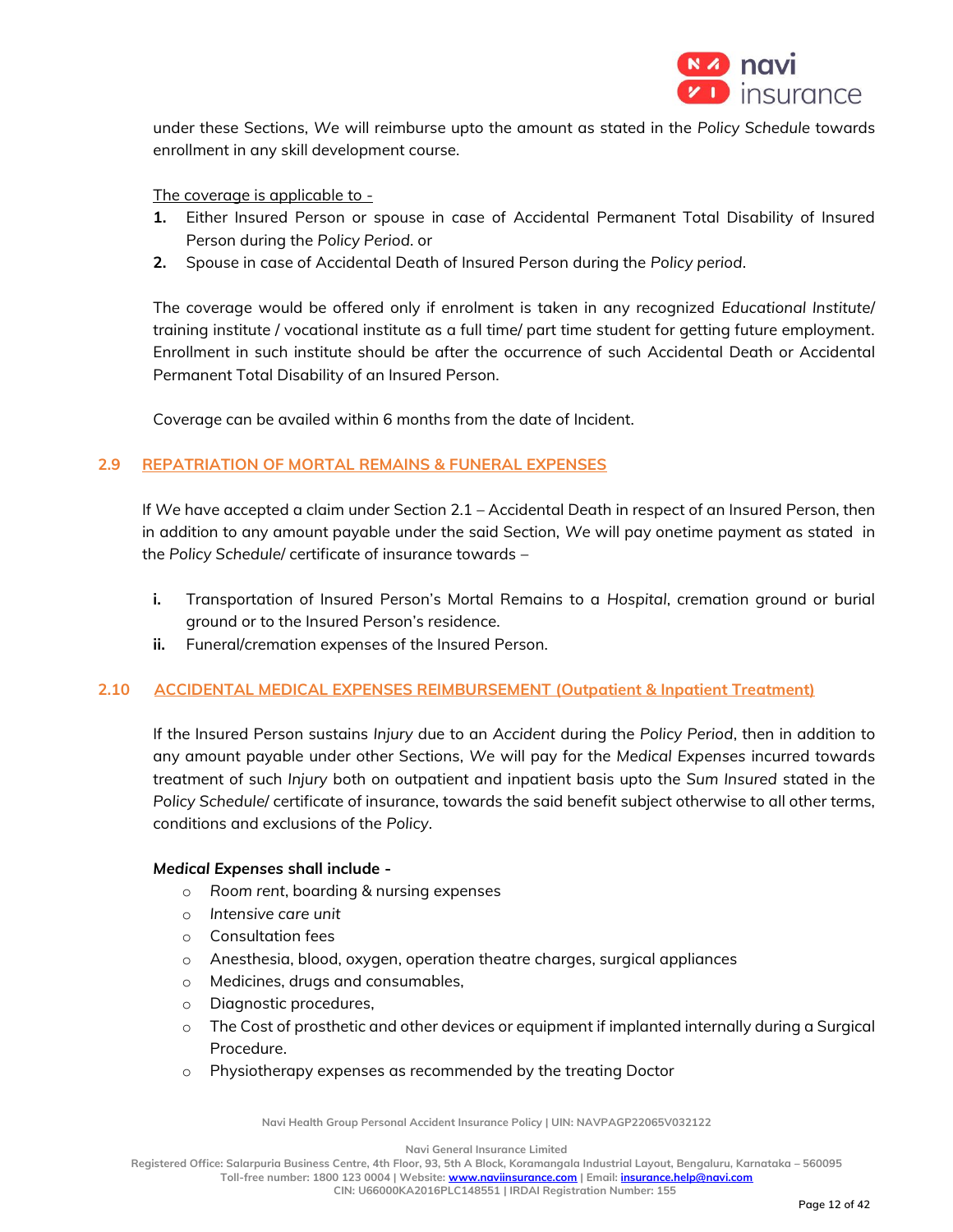under these Sections, *We* will reimburse upto the amount as stated in the *Policy Schedule* towards enrollment in any skill development course.

<u>The coverage is applicable to -</u>

1. Either Insured Person or spouse in case of Accidental Permanent Total Disability of Insured Person during the *Policy Period*. or
2. Spouse in case of Accidental Death of Insured Person during the *Policy period*.

The coverage would be offered only if enrolment is taken in any recognized *Educational Institute*/ training institute / vocational institute as a full time/ part time student for getting future employment. Enrollment in such institute should be after the occurrence of such Accidental Death or Accidental Permanent Total Disability of an Insured Person.

Coverage can be availed within 6 months from the date of Incident.

## 2.9 REPATRIATION OF MORTAL REMAINS & FUNERAL EXPENSES

If *We* have accepted a claim under Section 2.1 – Accidental Death in respect of an Insured Person, then in addition to any amount payable under the said Section, *We* will pay onetime payment as stated in the *Policy Schedule*/ certificate of insurance towards –

i. Transportation of Insured Person's Mortal Remains to a *Hospital*, cremation ground or burial ground or to the Insured Person's residence.
ii. Funeral/cremation expenses of the Insured Person.

## 2.10 ACCIDENTAL MEDICAL EXPENSES REIMBURSEMENT (Outpatient & Inpatient Treatment)

If the Insured Person sustains *Injury* due to an *Accident* during the *Policy Period*, then in addition to any amount payable under other Sections, *We* will pay for the *Medical Expenses* incurred towards treatment of such *Injury* both on outpatient and inpatient basis upto the *Sum Insured* stated in the *Policy Schedule*/ certificate of insurance, towards the said benefit subject otherwise to all other terms, conditions and exclusions of the *Policy*.

***Medical Expenses* shall include -**

- *Room rent*, boarding & nursing expenses
- *Intensive care unit*
- Consultation fees
- Anesthesia, blood, oxygen, operation theatre charges, surgical appliances
- Medicines, drugs and consumables,
- Diagnostic procedures,
- The Cost of prosthetic and other devices or equipment if implanted internally during a Surgical Procedure.
- Physiotherapy expenses as recommended by the treating Doctor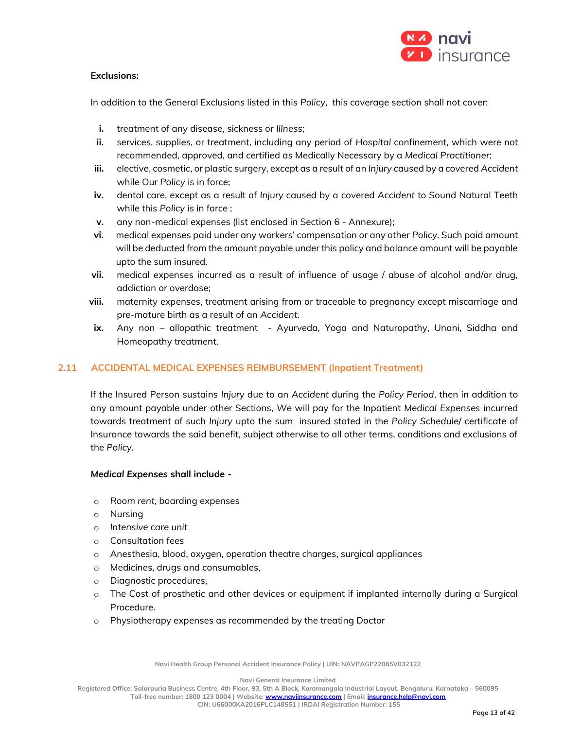**Exclusions:**

In addition to the General Exclusions listed in this *Policy*, this coverage section shall not cover:

- **i.** treatment of any disease, sickness or *Illness*;
- **ii.** services, supplies, or treatment, including any period of *Hospital* confinement, which were not recommended, approved, and certified as Medically Necessary by a *Medical Practitioner*;
- **iii.** elective, cosmetic, or plastic surgery, except as a result of an *Injury* caused by a covered *Accident* while Our *Policy* is in force;
- **iv.** dental care, except as a result of *Injury* caused by a covered *Accident* to Sound Natural Teeth while this *Policy* is in force ;
- **v.** any non-medical expenses (list enclosed in Section 6 - Annexure);
- **vi.** medical expenses paid under any workers' compensation or any other *Policy*. Such paid amount will be deducted from the amount payable under this policy and balance amount will be payable upto the sum insured.
- **vii.** medical expenses incurred as a result of influence of usage / abuse of alcohol and/or drug, addiction or overdose;
- **viii.** maternity expenses, treatment arising from or traceable to pregnancy except miscarriage and pre-mature birth as a result of an *Accident*.
- **ix.** Any non – allopathic treatment - Ayurveda, Yoga and Naturopathy, Unani, Siddha and Homeopathy treatment.

## 2.11 ACCIDENTAL MEDICAL EXPENSES REIMBURSEMENT (Inpatient Treatment)

If the Insured Person sustains *Injury* due to an *Accident* during the *Policy Period*, then in addition to any amount payable under other Sections, *We* will pay for the Inpatient *Medical Expenses* incurred towards treatment of such *Injury* upto the sum insured stated in the *Policy Schedule*/ certificate of Insurance towards the said benefit, subject otherwise to all other terms, conditions and exclusions of the *Policy*.

***Medical Expenses* shall include -**

- *Room rent*, boarding expenses
- Nursing
- *Intensive care unit*
- Consultation fees
- Anesthesia, blood, oxygen, operation theatre charges, surgical appliances
- Medicines, drugs and consumables,
- Diagnostic procedures,
- The Cost of prosthetic and other devices or equipment if implanted internally during a Surgical Procedure.
- Physiotherapy expenses as recommended by the treating Doctor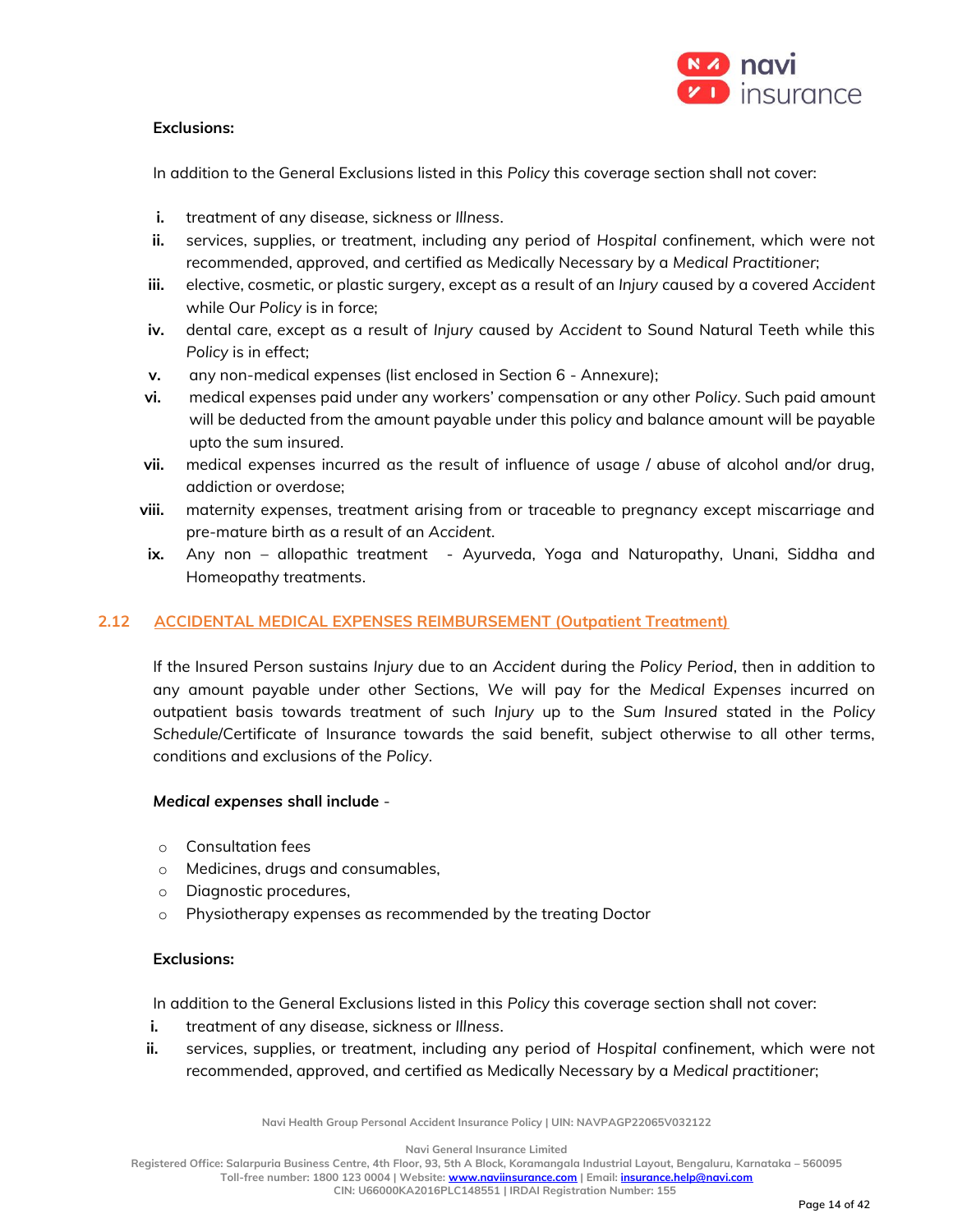**Exclusions:**

In addition to the General Exclusions listed in this *Policy* this coverage section shall not cover:

i. treatment of any disease, sickness or *Illness*.
ii. services, supplies, or treatment, including any period of *Hospital* confinement, which were not recommended, approved, and certified as Medically Necessary by a *Medical Practitioner*;
iii. elective, cosmetic, or plastic surgery, except as a result of an *Injury* caused by a covered *Accident* while Our *Policy* is in force;
iv. dental care, except as a result of *Injury* caused by *Accident* to Sound Natural Teeth while this *Policy* is in effect;
v. any non-medical expenses (list enclosed in Section 6 - Annexure);
vi. medical expenses paid under any workers' compensation or any other *Policy*. Such paid amount will be deducted from the amount payable under this policy and balance amount will be payable upto the sum insured.
vii. medical expenses incurred as the result of influence of usage / abuse of alcohol and/or drug, addiction or overdose;
viii. maternity expenses, treatment arising from or traceable to pregnancy except miscarriage and pre-mature birth as a result of an *Accident*.
ix. Any non – allopathic treatment - Ayurveda, Yoga and Naturopathy, Unani, Siddha and Homeopathy treatments.

## 2.12 ACCIDENTAL MEDICAL EXPENSES REIMBURSEMENT (Outpatient Treatment)

If the Insured Person sustains *Injury* due to an *Accident* during the *Policy Period*, then in addition to any amount payable under other Sections, *We* will pay for the *Medical Expenses* incurred on outpatient basis towards treatment of such *Injury* up to the *Sum Insured* stated in the *Policy Schedule*/Certificate of Insurance towards the said benefit, subject otherwise to all other terms, conditions and exclusions of the *Policy*.

***Medical* expenses shall include** -

- Consultation fees
- Medicines, drugs and consumables,
- Diagnostic procedures,
- Physiotherapy expenses as recommended by the treating Doctor

**Exclusions:**

In addition to the General Exclusions listed in this *Policy* this coverage section shall not cover:

i. treatment of any disease, sickness or *Illness*.
ii. services, supplies, or treatment, including any period of *Hospital* confinement, which were not recommended, approved, and certified as Medically Necessary by a *Medical practitioner*;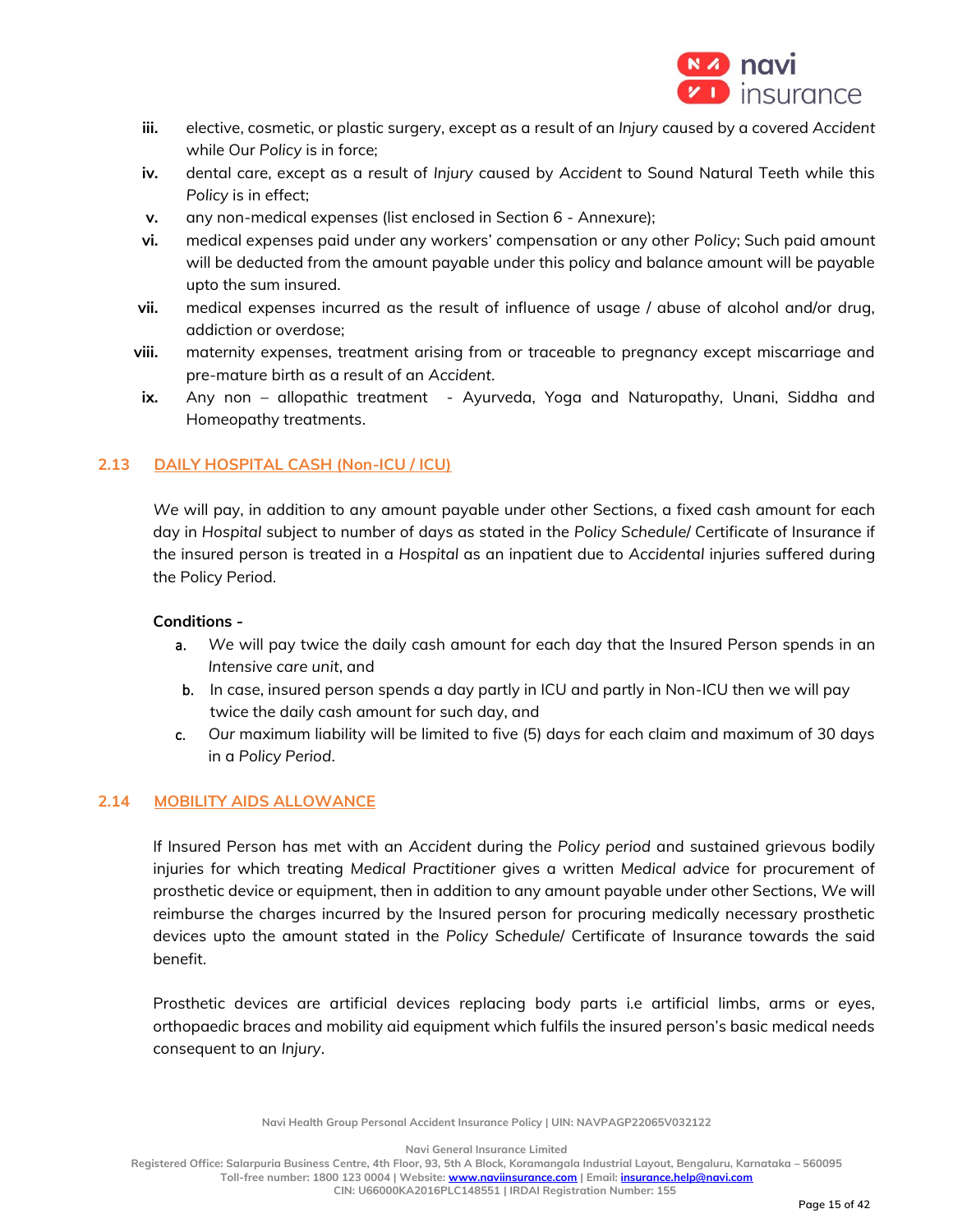iii. elective, cosmetic, or plastic surgery, except as a result of an *Injury* caused by a covered *Accident* while Our *Policy* is in force;

iv. dental care, except as a result of *Injury* caused by *Accident* to Sound Natural Teeth while this *Policy* is in effect;

v. any non-medical expenses (list enclosed in Section 6 - Annexure);

vi. medical expenses paid under any workers' compensation or any other *Policy*; Such paid amount will be deducted from the amount payable under this policy and balance amount will be payable upto the sum insured.

vii. medical expenses incurred as the result of influence of usage / abuse of alcohol and/or drug, addiction or overdose;

viii. maternity expenses, treatment arising from or traceable to pregnancy except miscarriage and pre-mature birth as a result of an *Accident*.

ix. Any non – allopathic treatment - Ayurveda, Yoga and Naturopathy, Unani, Siddha and Homeopathy treatments.

## 2.13 DAILY HOSPITAL CASH (Non-ICU / ICU)

*We* will pay, in addition to any amount payable under other Sections, a fixed cash amount for each day in *Hospital* subject to number of days as stated in the *Policy Schedule*/ Certificate of Insurance if the insured person is treated in a *Hospital* as an inpatient due to *Accidental* injuries suffered during the Policy Period.

**Conditions -**

a. We will pay twice the daily cash amount for each day that the Insured Person spends in an *Intensive care unit*, and

b. In case, insured person spends a day partly in ICU and partly in Non-ICU then we will pay twice the daily cash amount for such day, and

c. *Our* maximum liability will be limited to five (5) days for each claim and maximum of 30 days in a *Policy Period*.

## 2.14 MOBILITY AIDS ALLOWANCE

If Insured Person has met with an *Accident* during the *Policy period* and sustained grievous bodily injuries for which treating *Medical Practitioner* gives a written *Medical advice* for procurement of prosthetic device or equipment, then in addition to any amount payable under other Sections, *We* will reimburse the charges incurred by the Insured person for procuring medically necessary prosthetic devices upto the amount stated in the *Policy Schedule*/ Certificate of Insurance towards the said benefit.

Prosthetic devices are artificial devices replacing body parts i.e artificial limbs, arms or eyes, orthopaedic braces and mobility aid equipment which fulfils the insured person's basic medical needs consequent to an *Injury*.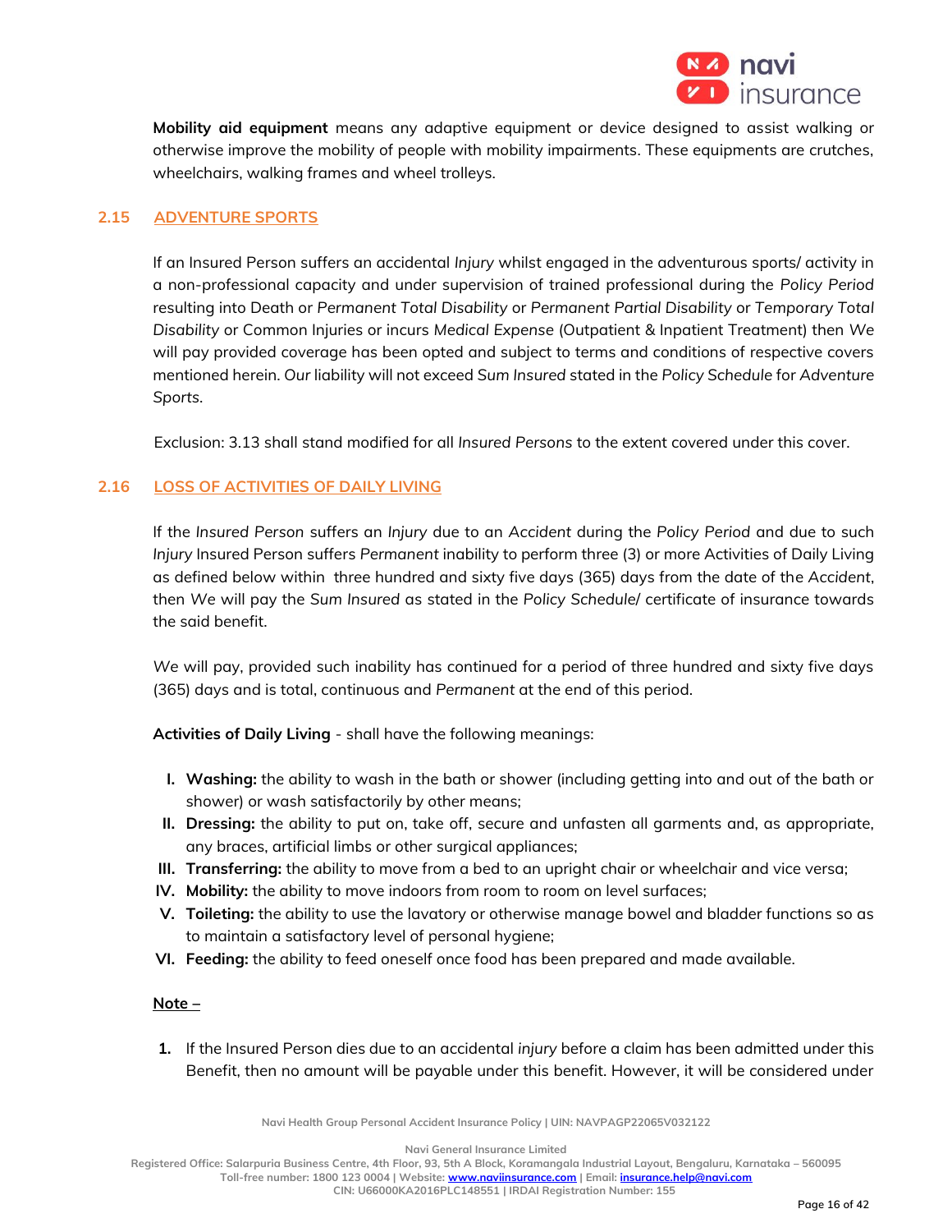**Mobility aid equipment** means any adaptive equipment or device designed to assist walking or otherwise improve the mobility of people with mobility impairments. These equipments are crutches, wheelchairs, walking frames and wheel trolleys.

## 2.15 ADVENTURE SPORTS

If an Insured Person suffers an accidental *Injury* whilst engaged in the adventurous sports/ activity in a non-professional capacity and under supervision of trained professional during the *Policy Period* resulting into Death or *Permanent Total Disability* or *Permanent Partial Disability* or *Temporary Total Disability* or Common Injuries or incurs *Medical Expense* (Outpatient & Inpatient Treatment) then *We* will pay provided coverage has been opted and subject to terms and conditions of respective covers mentioned herein. *Our* liability will not exceed *Sum Insured* stated in the *Policy Schedule* for *Adventure Sports*.

Exclusion: 3.13 shall stand modified for all *Insured Persons* to the extent covered under this cover.

## 2.16 LOSS OF ACTIVITIES OF DAILY LIVING

If the *Insured Person* suffers an *Injury* due to an *Accident* during the *Policy Period* and due to such *Injury* Insured Person suffers *Permanent* inability to perform three (3) or more Activities of Daily Living as defined below within three hundred and sixty five days (365) days from the date of the *Accident*, then *We* will pay the *Sum Insured* as stated in the *Policy Schedule*/ certificate of insurance towards the said benefit.

*We* will pay, provided such inability has continued for a period of three hundred and sixty five days (365) days and is total, continuous and *Permanent* at the end of this period.

**Activities of Daily Living** - shall have the following meanings:

I. **Washing:** the ability to wash in the bath or shower (including getting into and out of the bath or shower) or wash satisfactorily by other means;
II. **Dressing:** the ability to put on, take off, secure and unfasten all garments and, as appropriate, any braces, artificial limbs or other surgical appliances;
III. **Transferring:** the ability to move from a bed to an upright chair or wheelchair and vice versa;
IV. **Mobility:** the ability to move indoors from room to room on level surfaces;
V. **Toileting:** the ability to use the lavatory or otherwise manage bowel and bladder functions so as to maintain a satisfactory level of personal hygiene;
VI. **Feeding:** the ability to feed oneself once food has been prepared and made available.

**Note –**

1. If the Insured Person dies due to an accidental *injury* before a claim has been admitted under this Benefit, then no amount will be payable under this benefit. However, it will be considered under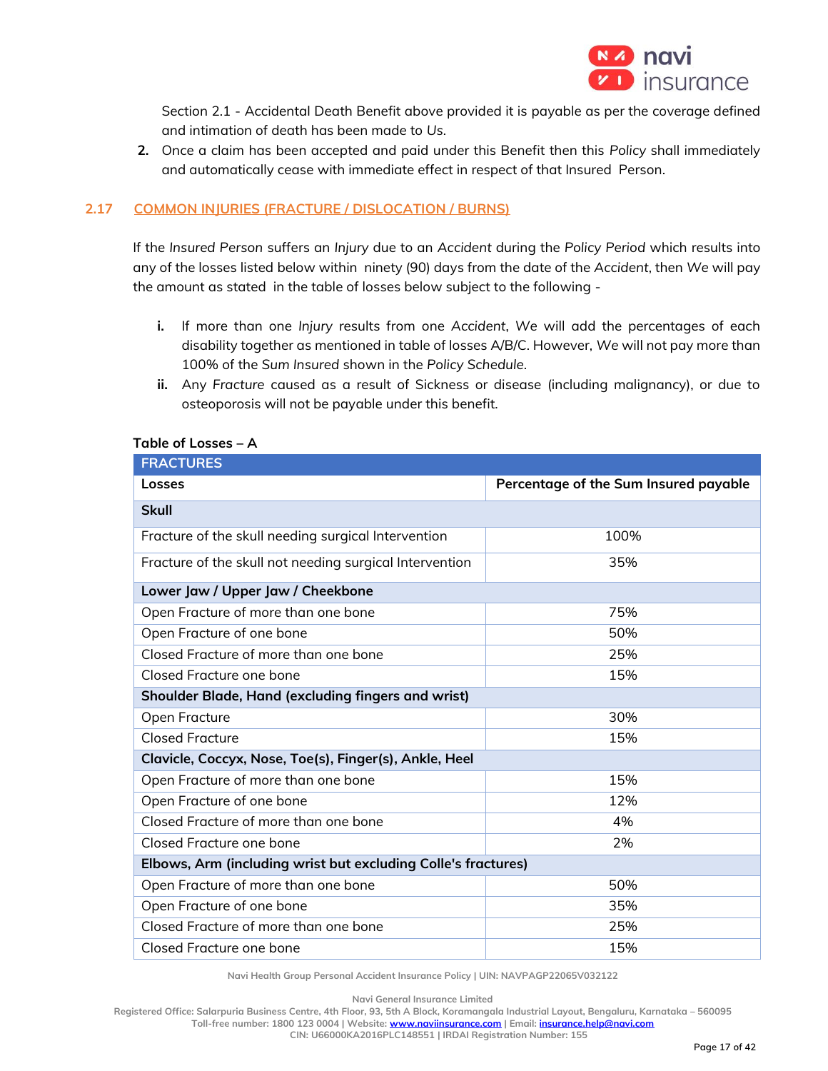Section 2.1 - Accidental Death Benefit above provided it is payable as per the coverage defined and intimation of death has been made to *Us*.

2. Once a claim has been accepted and paid under this Benefit then this *Policy* shall immediately and automatically cease with immediate effect in respect of that Insured Person.

## 2.17 COMMON INJURIES (FRACTURE / DISLOCATION / BURNS)

If the *Insured Person* suffers an *Injury* due to an *Accident* during the *Policy Period* which results into any of the losses listed below within ninety (90) days from the date of the *Accident*, then *We* will pay the amount as stated in the table of losses below subject to the following -

i. If more than one *Injury* results from one *Accident*, *We* will add the percentages of each disability together as mentioned in table of losses A/B/C. However, *We* will not pay more than 100% of the *Sum Insured* shown in the *Policy Schedule*.

ii. Any *Fracture* caused as a result of Sickness or disease (including malignancy), or due to osteoporosis will not be payable under this benefit.

**Table of Losses – A**

| FRACTURES | |
|---|---|
| **Losses** | **Percentage of the Sum Insured payable** |
| **Skull** | |
| Fracture of the skull needing surgical Intervention | 100% |
| Fracture of the skull not needing surgical Intervention | 35% |
| **Lower Jaw / Upper Jaw / Cheekbone** | |
| Open Fracture of more than one bone | 75% |
| Open Fracture of one bone | 50% |
| Closed Fracture of more than one bone | 25% |
| Closed Fracture one bone | 15% |
| **Shoulder Blade, Hand (excluding fingers and wrist)** | |
| Open Fracture | 30% |
| Closed Fracture | 15% |
| **Clavicle, Coccyx, Nose, Toe(s), Finger(s), Ankle, Heel** | |
| Open Fracture of more than one bone | 15% |
| Open Fracture of one bone | 12% |
| Closed Fracture of more than one bone | 4% |
| Closed Fracture one bone | 2% |
| **Elbows, Arm (including wrist but excluding Colle's fractures)** | |
| Open Fracture of more than one bone | 50% |
| Open Fracture of one bone | 35% |
| Closed Fracture of more than one bone | 25% |
| Closed Fracture one bone | 15% |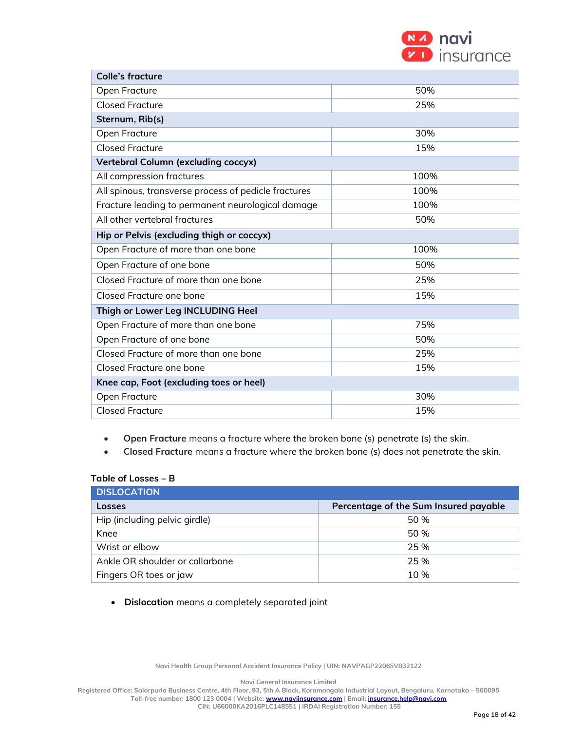| Colle's fracture | |
|---|---|
| Open Fracture | 50% |
| Closed Fracture | 25% |
| **Sternum, Rib(s)** | |
| Open Fracture | 30% |
| Closed Fracture | 15% |
| **Vertebral Column (excluding coccyx)** | |
| All compression fractures | 100% |
| All spinous, transverse process of pedicle fractures | 100% |
| Fracture leading to permanent neurological damage | 100% |
| All other vertebral fractures | 50% |
| **Hip or Pelvis (excluding thigh or coccyx)** | |
| Open Fracture of more than one bone | 100% |
| Open Fracture of one bone | 50% |
| Closed Fracture of more than one bone | 25% |
| Closed Fracture one bone | 15% |
| **Thigh or Lower Leg INCLUDING Heel** | |
| Open Fracture of more than one bone | 75% |
| Open Fracture of one bone | 50% |
| Closed Fracture of more than one bone | 25% |
| Closed Fracture one bone | 15% |
| **Knee cap, Foot (excluding toes or heel)** | |
| Open Fracture | 30% |
| Closed Fracture | 15% |

- **Open Fracture** means a fracture where the broken bone (s) penetrate (s) the skin.
- **Closed Fracture** means a fracture where the broken bone (s) does not penetrate the skin.

**Table of Losses – B**

| DISLOCATION | |
|---|---|
| **Losses** | **Percentage of the Sum Insured payable** |
| Hip (including pelvic girdle) | 50 % |
| Knee | 50 % |
| Wrist or elbow | 25 % |
| Ankle OR shoulder or collarbone | 25 % |
| Fingers OR toes or jaw | 10 % |

- **Dislocation** means a completely separated joint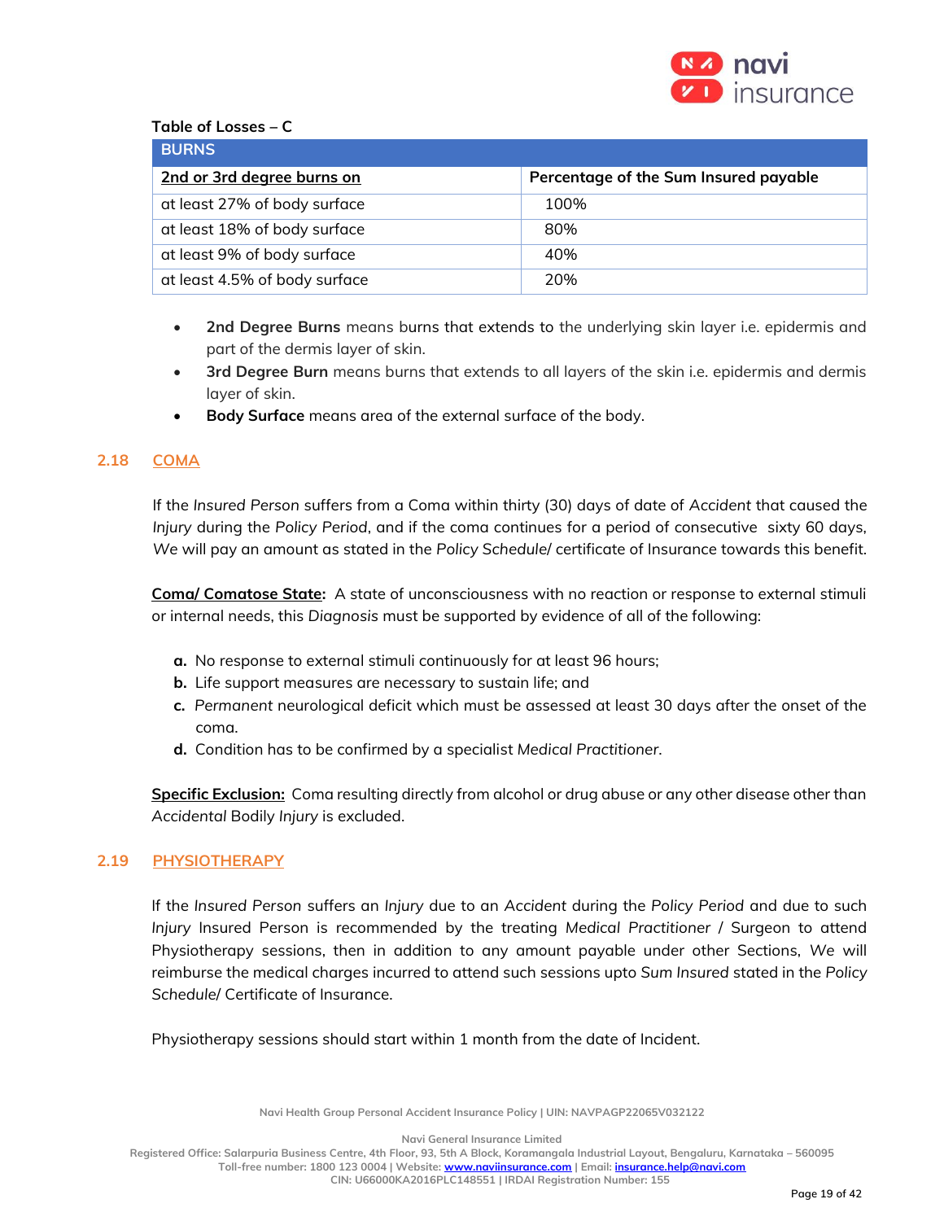**Table of Losses – C**

| BURNS | |
|---|---|
| <u>2nd or 3rd degree burns on</u> | Percentage of the Sum Insured payable |
| at least 27% of body surface | 100% |
| at least 18% of body surface | 80% |
| at least 9% of body surface | 40% |
| at least 4.5% of body surface | 20% |

- **2nd Degree Burns** means burns that extends to the underlying skin layer i.e. epidermis and part of the dermis layer of skin.
- **3rd Degree Burn** means burns that extends to all layers of the skin i.e. epidermis and dermis layer of skin.
- **Body Surface** means area of the external surface of the body.

## 2.18 COMA

If the *Insured Person* suffers from a Coma within thirty (30) days of date of *Accident* that caused the *Injury* during the *Policy Period*, and if the coma continues for a period of consecutive sixty 60 days, *We* will pay an amount as stated in the *Policy Schedule/* certificate of Insurance towards this benefit.

**<u>Coma/ Comatose State</u>:** A state of unconsciousness with no reaction or response to external stimuli or internal needs, this *Diagnosis* must be supported by evidence of all of the following:

**a.** No response to external stimuli continuously for at least 96 hours;
**b.** Life support measures are necessary to sustain life; and
**c.** *Permanent* neurological deficit which must be assessed at least 30 days after the onset of the coma.
**d.** Condition has to be confirmed by a specialist *Medical Practitioner*.

**<u>Specific Exclusion:</u>** Coma resulting directly from alcohol or drug abuse or any other disease other than *Accidental* Bodily *Injury* is excluded.

## 2.19 PHYSIOTHERAPY

If the *Insured Person* suffers an *Injury* due to an *Accident* during the *Policy Period* and due to such *Injury* Insured Person is recommended by the treating *Medical Practitioner* / Surgeon to attend Physiotherapy sessions, then in addition to any amount payable under other Sections, *We* will reimburse the medical charges incurred to attend such sessions upto *Sum Insured* stated in the *Policy Schedule/* Certificate of Insurance.

Physiotherapy sessions should start within 1 month from the date of Incident.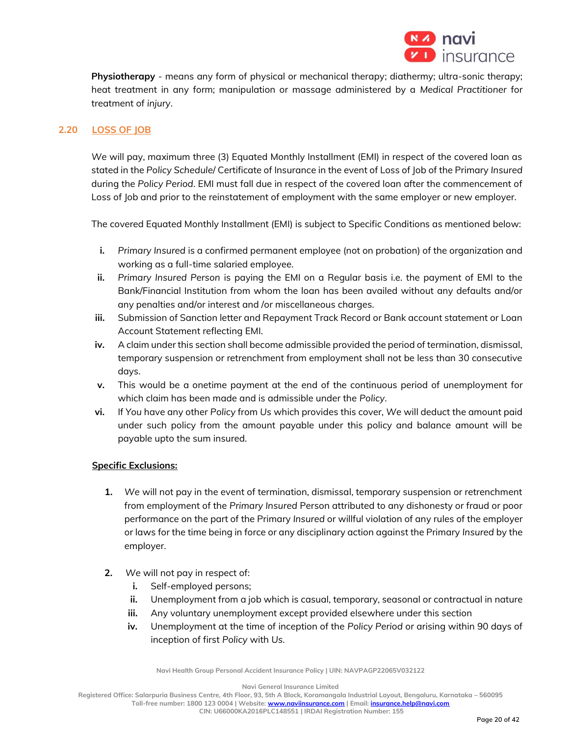**Physiotherapy** - means any form of physical or mechanical therapy; diathermy; ultra-sonic therapy; heat treatment in any form; manipulation or massage administered by a *Medical Practitioner* for treatment of *injury*.

## 2.20 LOSS OF JOB

*We* will pay, maximum three (3) Equated Monthly Installment (EMI) in respect of the covered loan as stated in the *Policy Schedule/* Certificate of Insurance in the event of Loss of Job of the Primary *Insured* during the *Policy Period*. EMI must fall due in respect of the covered loan after the commencement of Loss of Job and prior to the reinstatement of employment with the same employer or new employer.

The covered Equated Monthly Installment (EMI) is subject to Specific Conditions as mentioned below:

- **i.** *Primary Insured* is a confirmed permanent employee (not on probation) of the organization and working as a full-time salaried employee.
- **ii.** *Primary Insured Person* is paying the EMI on a Regular basis i.e. the payment of EMI to the Bank/Financial Institution from whom the loan has been availed without any defaults and/or any penalties and/or interest and /or miscellaneous charges.
- **iii.** Submission of Sanction letter and Repayment Track Record or Bank account statement or Loan Account Statement reflecting EMI.
- **iv.** A claim under this section shall become admissible provided the period of termination, dismissal, temporary suspension or retrenchment from employment shall not be less than 30 consecutive days.
- **v.** This would be a onetime payment at the end of the continuous period of unemployment for which claim has been made and is admissible under the *Policy*.
- **vi.** If *You* have any other *Policy* from *Us* which provides this cover, *We* will deduct the amount paid under such policy from the amount payable under this policy and balance amount will be payable upto the sum insured.

**Specific Exclusions:**

1. *We* will not pay in the event of termination, dismissal, temporary suspension or retrenchment from employment of the *Primary Insured* Person attributed to any dishonesty or fraud or poor performance on the part of the Primary *Insured* or willful violation of any rules of the employer or laws for the time being in force or any disciplinary action against the Primary *Insured* by the employer.

2. *We* will not pay in respect of:
   - **i.** Self-employed persons;
   - **ii.** Unemployment from a job which is casual, temporary, seasonal or contractual in nature
   - **iii.** Any voluntary unemployment except provided elsewhere under this section
   - **iv.** Unemployment at the time of inception of the *Policy Period* or arising within 90 days of inception of first *Policy* with *Us*.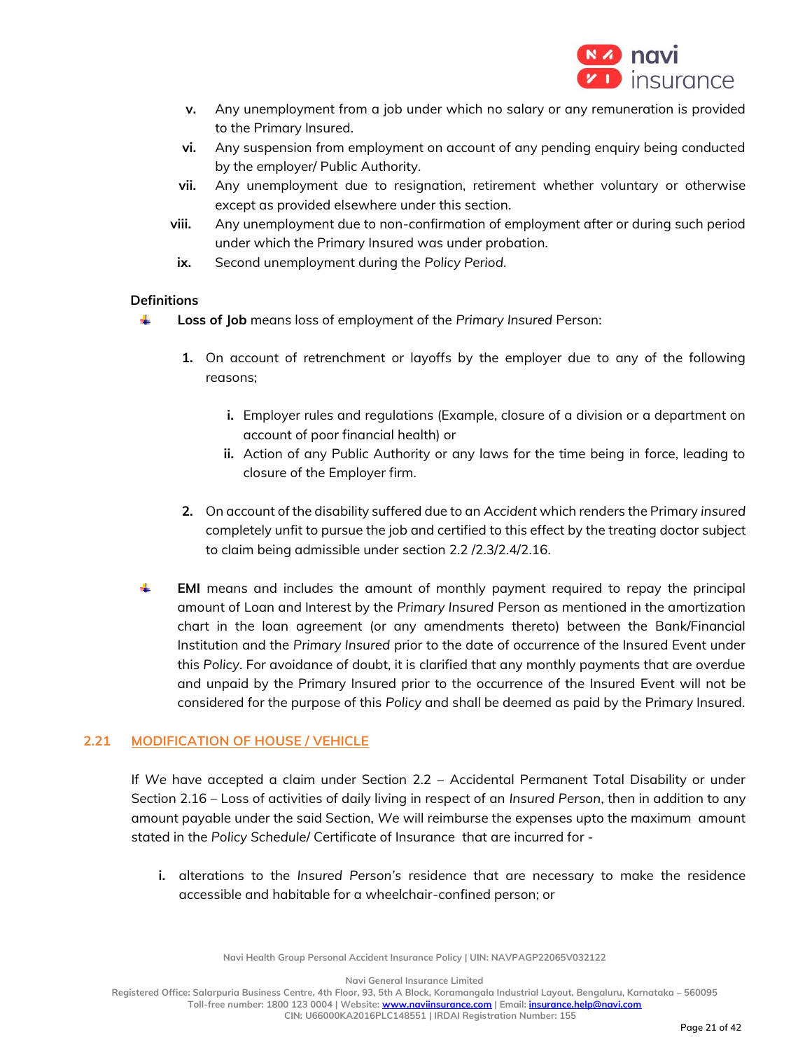v. Any unemployment from a job under which no salary or any remuneration is provided to the Primary Insured.

vi. Any suspension from employment on account of any pending enquiry being conducted by the employer/ Public Authority.

vii. Any unemployment due to resignation, retirement whether voluntary or otherwise except as provided elsewhere under this section.

viii. Any unemployment due to non-confirmation of employment after or during such period under which the Primary Insured was under probation.

ix. Second unemployment during the *Policy Period*.

**Definitions**

- **Loss of Job** means loss of employment of the *Primary Insured* Person:

    1. On account of retrenchment or layoffs by the employer due to any of the following reasons;

        i. Employer rules and regulations (Example, closure of a division or a department on account of poor financial health) or

        ii. Action of any Public Authority or any laws for the time being in force, leading to closure of the Employer firm.

    2. On account of the disability suffered due to an *Accident* which renders the Primary *insured* completely unfit to pursue the job and certified to this effect by the treating doctor subject to claim being admissible under section 2.2 /2.3/2.4/2.16.

- **EMI** means and includes the amount of monthly payment required to repay the principal amount of Loan and Interest by the *Primary Insured* Person as mentioned in the amortization chart in the loan agreement (or any amendments thereto) between the Bank/Financial Institution and the *Primary Insured* prior to the date of occurrence of the Insured Event under this *Policy*. For avoidance of doubt, it is clarified that any monthly payments that are overdue and unpaid by the Primary Insured prior to the occurrence of the Insured Event will not be considered for the purpose of this *Policy* and shall be deemed as paid by the Primary Insured.

## 2.21 MODIFICATION OF HOUSE / VEHICLE

If *We* have accepted a claim under Section 2.2 – Accidental Permanent Total Disability or under Section 2.16 – Loss of activities of daily living in respect of an *Insured Person*, then in addition to any amount payable under the said Section, *We* will reimburse the expenses upto the maximum amount stated in the *Policy Schedule*/ Certificate of Insurance that are incurred for -

i. alterations to the *Insured Person's* residence that are necessary to make the residence accessible and habitable for a wheelchair-confined person; or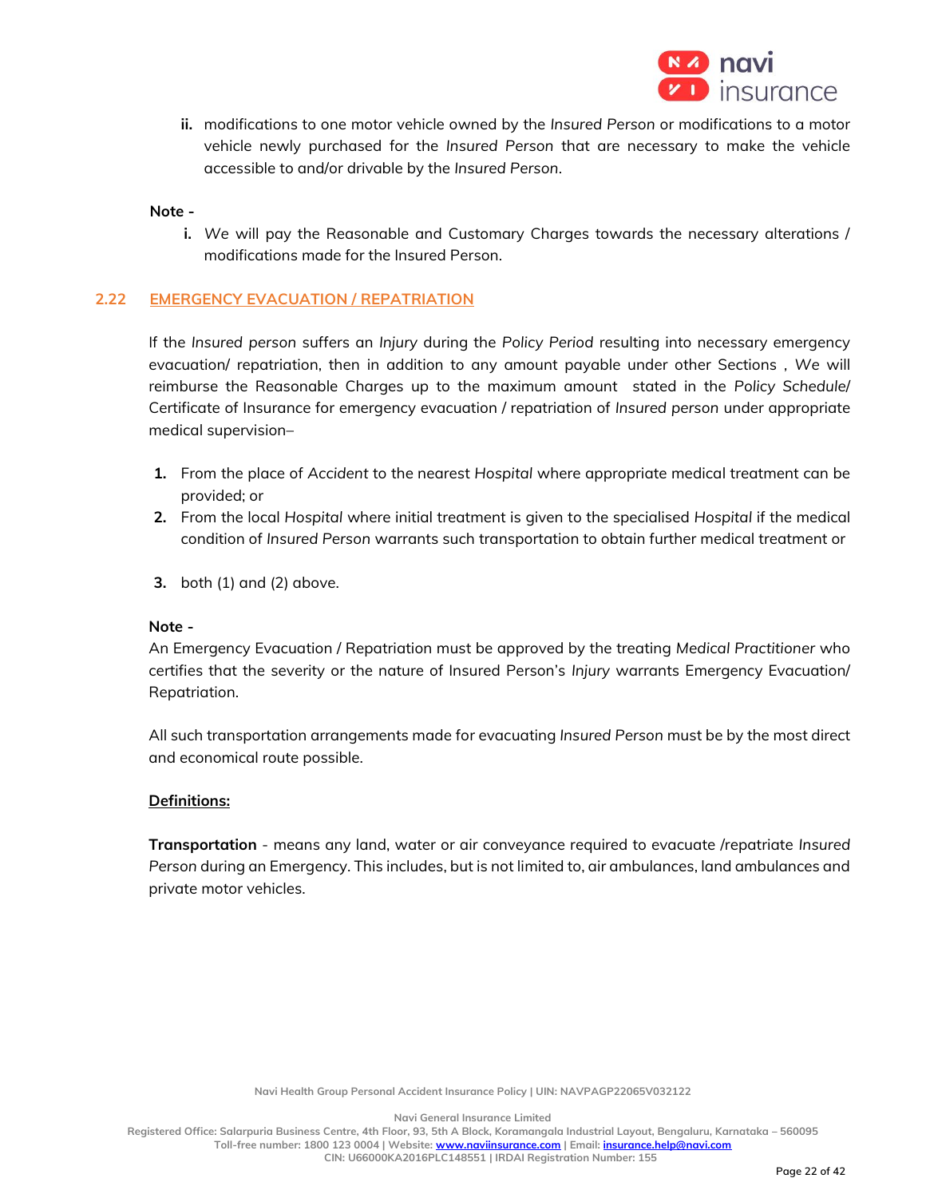ii. modifications to one motor vehicle owned by the *Insured Person* or modifications to a motor vehicle newly purchased for the *Insured Person* that are necessary to make the vehicle accessible to and/or drivable by the *Insured Person*.

**Note -**

i. *We* will pay the Reasonable and Customary Charges towards the necessary alterations / modifications made for the Insured Person.

## 2.22 EMERGENCY EVACUATION / REPATRIATION

If the *Insured person* suffers an *Injury* during the *Policy Period* resulting into necessary emergency evacuation/ repatriation, then in addition to any amount payable under other Sections , *We* will reimburse the Reasonable Charges up to the maximum amount stated in the *Policy Schedule*/ Certificate of Insurance for emergency evacuation / repatriation of *Insured person* under appropriate medical supervision–

1. From the place of *Accident* to the nearest *Hospital* where appropriate medical treatment can be provided; or
2. From the local *Hospital* where initial treatment is given to the specialised *Hospital* if the medical condition of *Insured Person* warrants such transportation to obtain further medical treatment or
3. both (1) and (2) above.

**Note -**

An Emergency Evacuation / Repatriation must be approved by the treating *Medical Practitioner* who certifies that the severity or the nature of Insured Person's *Injury* warrants Emergency Evacuation/ Repatriation.

All such transportation arrangements made for evacuating *Insured Person* must be by the most direct and economical route possible.

**Definitions:**

**Transportation** - means any land, water or air conveyance required to evacuate /repatriate *Insured Person* during an Emergency. This includes, but is not limited to, air ambulances, land ambulances and private motor vehicles.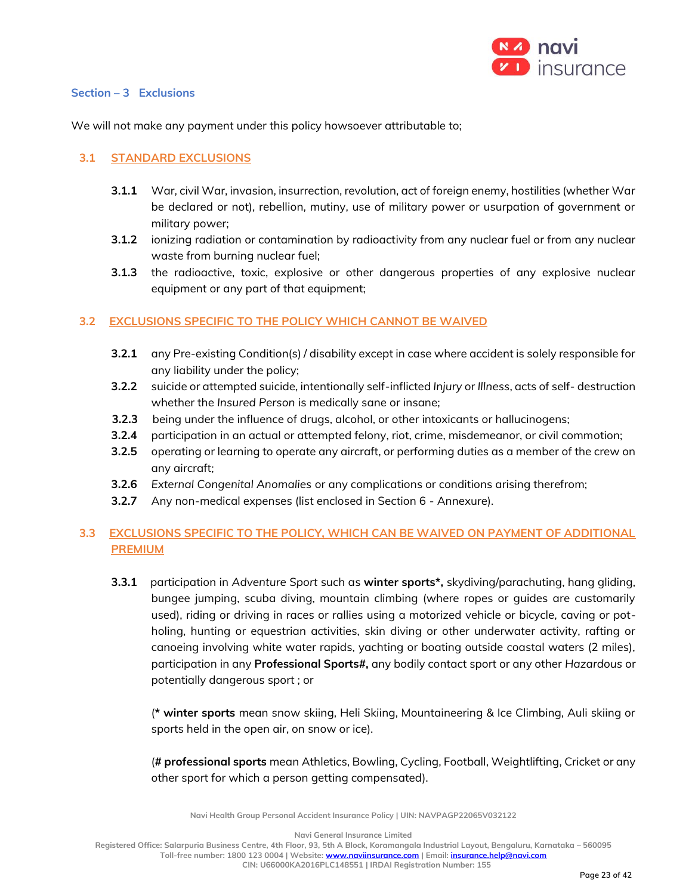## Section – 3 Exclusions

We will not make any payment under this policy howsoever attributable to;

### 3.1 STANDARD EXCLUSIONS

**3.1.1** War, civil War, invasion, insurrection, revolution, act of foreign enemy, hostilities (whether War be declared or not), rebellion, mutiny, use of military power or usurpation of government or military power;

**3.1.2** ionizing radiation or contamination by radioactivity from any nuclear fuel or from any nuclear waste from burning nuclear fuel;

**3.1.3** the radioactive, toxic, explosive or other dangerous properties of any explosive nuclear equipment or any part of that equipment;

### 3.2 EXCLUSIONS SPECIFIC TO THE POLICY WHICH CANNOT BE WAIVED

**3.2.1** any Pre-existing Condition(s) / disability except in case where accident is solely responsible for any liability under the policy;

**3.2.2** suicide or attempted suicide, intentionally self-inflicted *Injury* or *Illness*, acts of self- destruction whether the *Insured Person* is medically sane or insane;

**3.2.3** being under the influence of drugs, alcohol, or other intoxicants or hallucinogens;

**3.2.4** participation in an actual or attempted felony, riot, crime, misdemeanor, or civil commotion;

**3.2.5** operating or learning to operate any aircraft, or performing duties as a member of the crew on any aircraft;

**3.2.6** *External Congenital Anomalies* or any complications or conditions arising therefrom;

**3.2.7** Any non-medical expenses (list enclosed in Section 6 - Annexure).

### 3.3 EXCLUSIONS SPECIFIC TO THE POLICY, WHICH CAN BE WAIVED ON PAYMENT OF ADDITIONAL PREMIUM

**3.3.1** participation in *Adventure Sport* such as **winter sports*,** skydiving/parachuting, hang gliding, bungee jumping, scuba diving, mountain climbing (where ropes or guides are customarily used), riding or driving in races or rallies using a motorized vehicle or bicycle, caving or pot-holing, hunting or equestrian activities, skin diving or other underwater activity, rafting or canoeing involving white water rapids, yachting or boating outside coastal waters (2 miles), participation in any **Professional Sports#,** any bodily contact sport or any other *Hazardous* or potentially dangerous sport ; or

(**\* winter sports** mean snow skiing, Heli Skiing, Mountaineering & Ice Climbing, Auli skiing or sports held in the open air, on snow or ice).

(**# professional sports** mean Athletics, Bowling, Cycling, Football, Weightlifting, Cricket or any other sport for which a person getting compensated).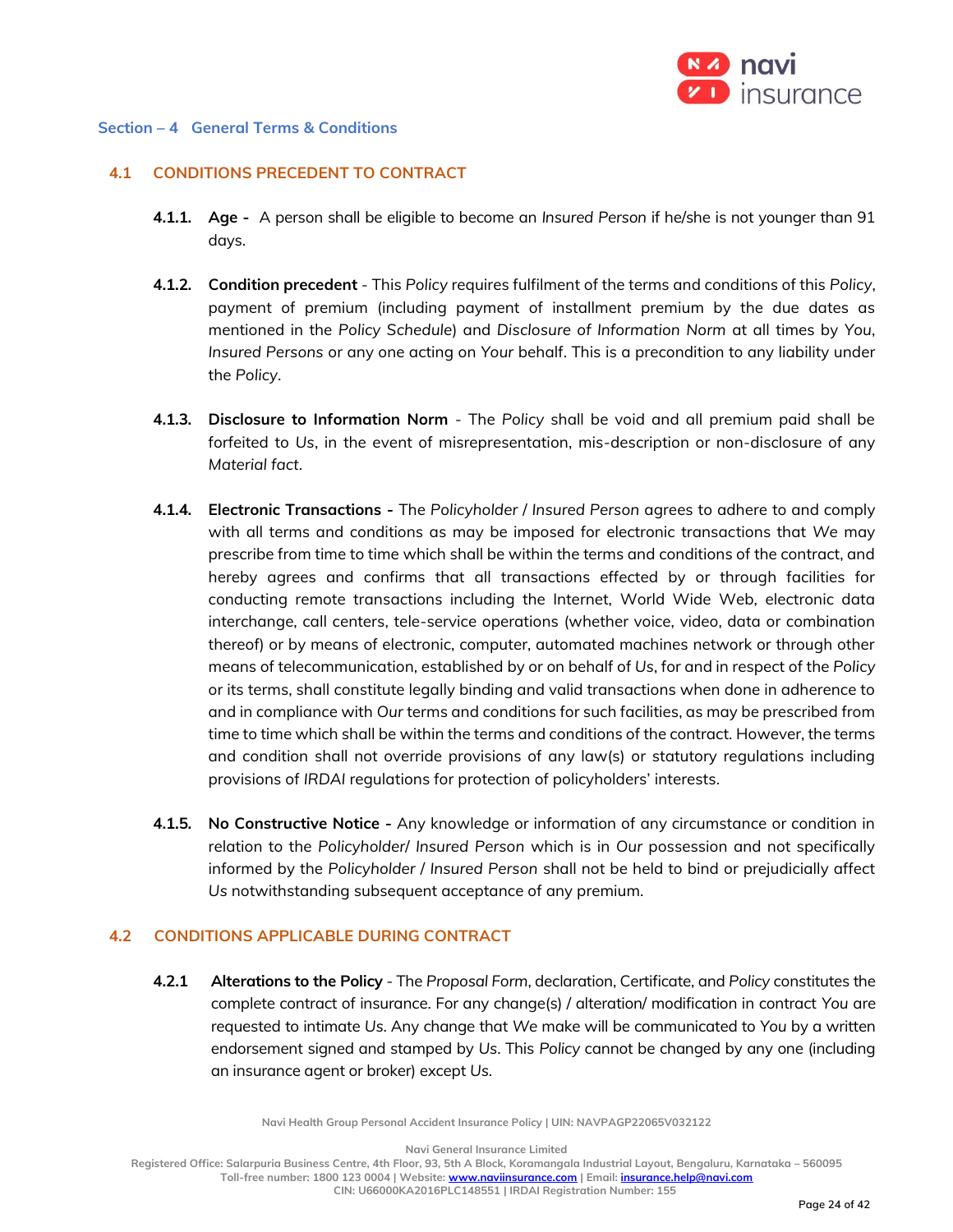## Section – 4 General Terms & Conditions

### 4.1 CONDITIONS PRECEDENT TO CONTRACT

**4.1.1. Age -** A person shall be eligible to become an *Insured Person* if he/she is not younger than 91 days.

**4.1.2. Condition precedent** - This *Policy* requires fulfilment of the terms and conditions of this *Policy*, payment of premium (including payment of installment premium by the due dates as mentioned in the *Policy Schedule*) and *Disclosure of Information Norm* at all times by *You*, *Insured Persons* or any one acting on *Your* behalf. This is a precondition to any liability under the *Policy*.

**4.1.3. Disclosure to Information Norm** - The *Policy* shall be void and all premium paid shall be forfeited to *Us*, in the event of misrepresentation, mis-description or non-disclosure of any *Material fact*.

**4.1.4. Electronic Transactions -** The *Policyholder* / *Insured Person* agrees to adhere to and comply with all terms and conditions as may be imposed for electronic transactions that *We* may prescribe from time to time which shall be within the terms and conditions of the contract, and hereby agrees and confirms that all transactions effected by or through facilities for conducting remote transactions including the Internet, World Wide Web, electronic data interchange, call centers, tele-service operations (whether voice, video, data or combination thereof) or by means of electronic, computer, automated machines network or through other means of telecommunication, established by or on behalf of *Us*, for and in respect of the *Policy* or its terms, shall constitute legally binding and valid transactions when done in adherence to and in compliance with *Our* terms and conditions for such facilities, as may be prescribed from time to time which shall be within the terms and conditions of the contract. However, the terms and condition shall not override provisions of any law(s) or statutory regulations including provisions of *IRDAI* regulations for protection of policyholders' interests.

**4.1.5. No Constructive Notice -** Any knowledge or information of any circumstance or condition in relation to the *Policyholder*/ *Insured Person* which is in *Our* possession and not specifically informed by the *Policyholder* / *Insured Person* shall not be held to bind or prejudicially affect *Us* notwithstanding subsequent acceptance of any premium.

### 4.2 CONDITIONS APPLICABLE DURING CONTRACT

**4.2.1 Alterations to the Policy** - The *Proposal Form*, declaration, Certificate, and *Policy* constitutes the complete contract of insurance. For any change(s) / alteration/ modification in contract *You* are requested to intimate *Us*. Any change that *We* make will be communicated to *You* by a written endorsement signed and stamped by *Us*. This *Policy* cannot be changed by any one (including an insurance agent or broker) except *Us*.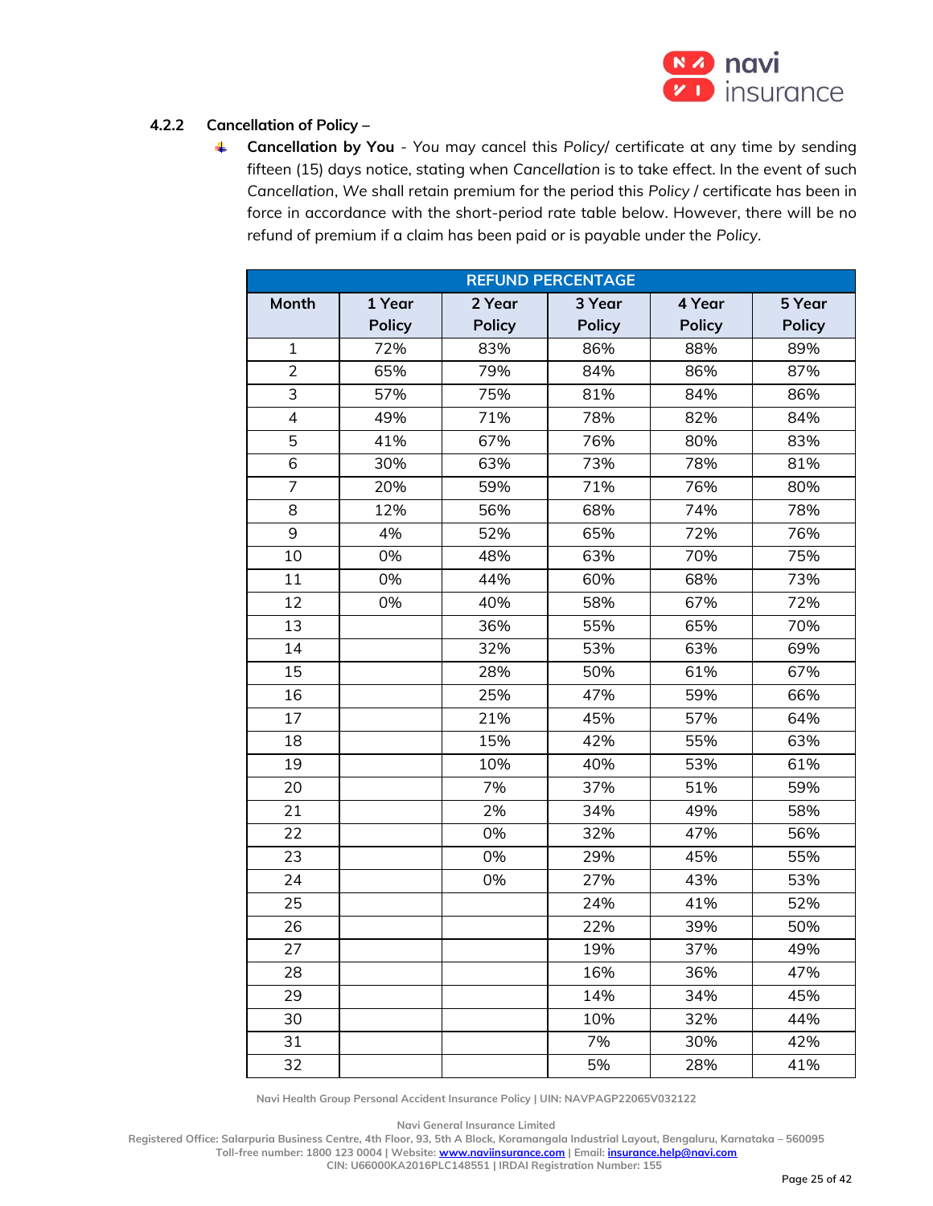#### 4.2.2 Cancellation of Policy –

- **Cancellation by You** - *You* may cancel this *Policy*/ certificate at any time by sending fifteen (15) days notice, stating when *Cancellation* is to take effect. In the event of such *Cancellation*, *We* shall retain premium for the period this *Policy* / certificate has been in force in accordance with the short-period rate table below. However, there will be no refund of premium if a claim has been paid or is payable under the *Policy*.

| REFUND PERCENTAGE | | | | | |
|---|---|---|---|---|---|
| **Month** | **1 Year Policy** | **2 Year Policy** | **3 Year Policy** | **4 Year Policy** | **5 Year Policy** |
| 1 | 72% | 83% | 86% | 88% | 89% |
| 2 | 65% | 79% | 84% | 86% | 87% |
| 3 | 57% | 75% | 81% | 84% | 86% |
| 4 | 49% | 71% | 78% | 82% | 84% |
| 5 | 41% | 67% | 76% | 80% | 83% |
| 6 | 30% | 63% | 73% | 78% | 81% |
| 7 | 20% | 59% | 71% | 76% | 80% |
| 8 | 12% | 56% | 68% | 74% | 78% |
| 9 | 4% | 52% | 65% | 72% | 76% |
| 10 | 0% | 48% | 63% | 70% | 75% |
| 11 | 0% | 44% | 60% | 68% | 73% |
| 12 | 0% | 40% | 58% | 67% | 72% |
| 13 | | 36% | 55% | 65% | 70% |
| 14 | | 32% | 53% | 63% | 69% |
| 15 | | 28% | 50% | 61% | 67% |
| 16 | | 25% | 47% | 59% | 66% |
| 17 | | 21% | 45% | 57% | 64% |
| 18 | | 15% | 42% | 55% | 63% |
| 19 | | 10% | 40% | 53% | 61% |
| 20 | | 7% | 37% | 51% | 59% |
| 21 | | 2% | 34% | 49% | 58% |
| 22 | | 0% | 32% | 47% | 56% |
| 23 | | 0% | 29% | 45% | 55% |
| 24 | | 0% | 27% | 43% | 53% |
| 25 | | | 24% | 41% | 52% |
| 26 | | | 22% | 39% | 50% |
| 27 | | | 19% | 37% | 49% |
| 28 | | | 16% | 36% | 47% |
| 29 | | | 14% | 34% | 45% |
| 30 | | | 10% | 32% | 44% |
| 31 | | | 7% | 30% | 42% |
| 32 | | | 5% | 28% | 41% |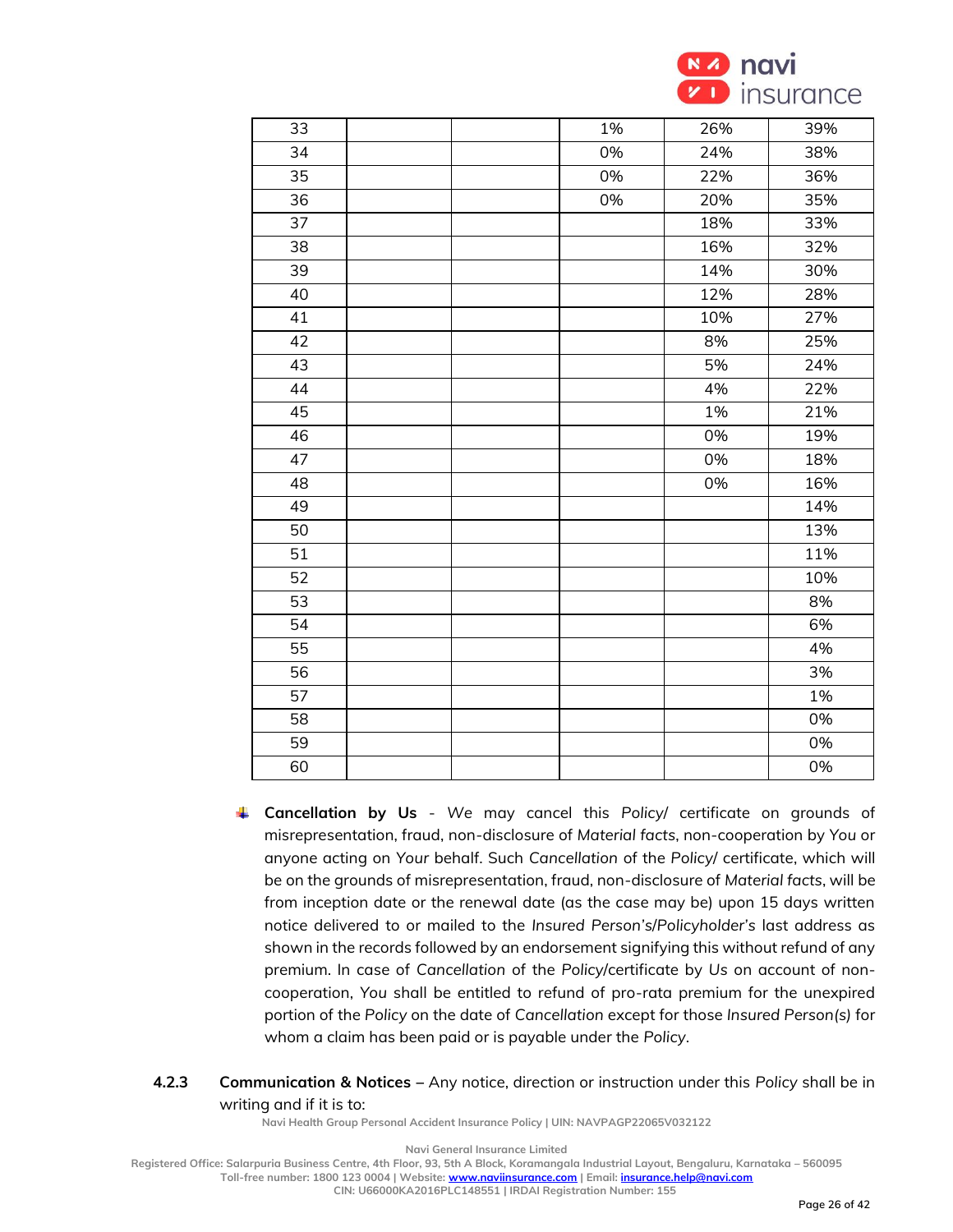| | | | | | |
|---|---|---|---|---|---|
| 33 | | | 1% | 26% | 39% |
| 34 | | | 0% | 24% | 38% |
| 35 | | | 0% | 22% | 36% |
| 36 | | | 0% | 20% | 35% |
| 37 | | | | 18% | 33% |
| 38 | | | | 16% | 32% |
| 39 | | | | 14% | 30% |
| 40 | | | | 12% | 28% |
| 41 | | | | 10% | 27% |
| 42 | | | | 8% | 25% |
| 43 | | | | 5% | 24% |
| 44 | | | | 4% | 22% |
| 45 | | | | 1% | 21% |
| 46 | | | | 0% | 19% |
| 47 | | | | 0% | 18% |
| 48 | | | | 0% | 16% |
| 49 | | | | | 14% |
| 50 | | | | | 13% |
| 51 | | | | | 11% |
| 52 | | | | | 10% |
| 53 | | | | | 8% |
| 54 | | | | | 6% |
| 55 | | | | | 4% |
| 56 | | | | | 3% |
| 57 | | | | | 1% |
| 58 | | | | | 0% |
| 59 | | | | | 0% |
| 60 | | | | | 0% |

- **Cancellation by Us** - We may cancel this *Policy*/ certificate on grounds of misrepresentation, fraud, non-disclosure of *Material facts*, non-cooperation by *You* or anyone acting on *Your* behalf. Such *Cancellation* of the *Policy*/ certificate, which will be on the grounds of misrepresentation, fraud, non-disclosure of *Material facts*, will be from inception date or the renewal date (as the case may be) upon 15 days written notice delivered to or mailed to the *Insured Person's/Policyholder's* last address as shown in the records followed by an endorsement signifying this without refund of any premium. In case of *Cancellation* of the *Policy*/certificate by *Us* on account of non-cooperation, *You* shall be entitled to refund of pro-rata premium for the unexpired portion of the *Policy* on the date of *Cancellation* except for those *Insured Person(s)* for whom a claim has been paid or is payable under the *Policy*.

**4.2.3 Communication & Notices** – Any notice, direction or instruction under this *Policy* shall be in writing and if it is to: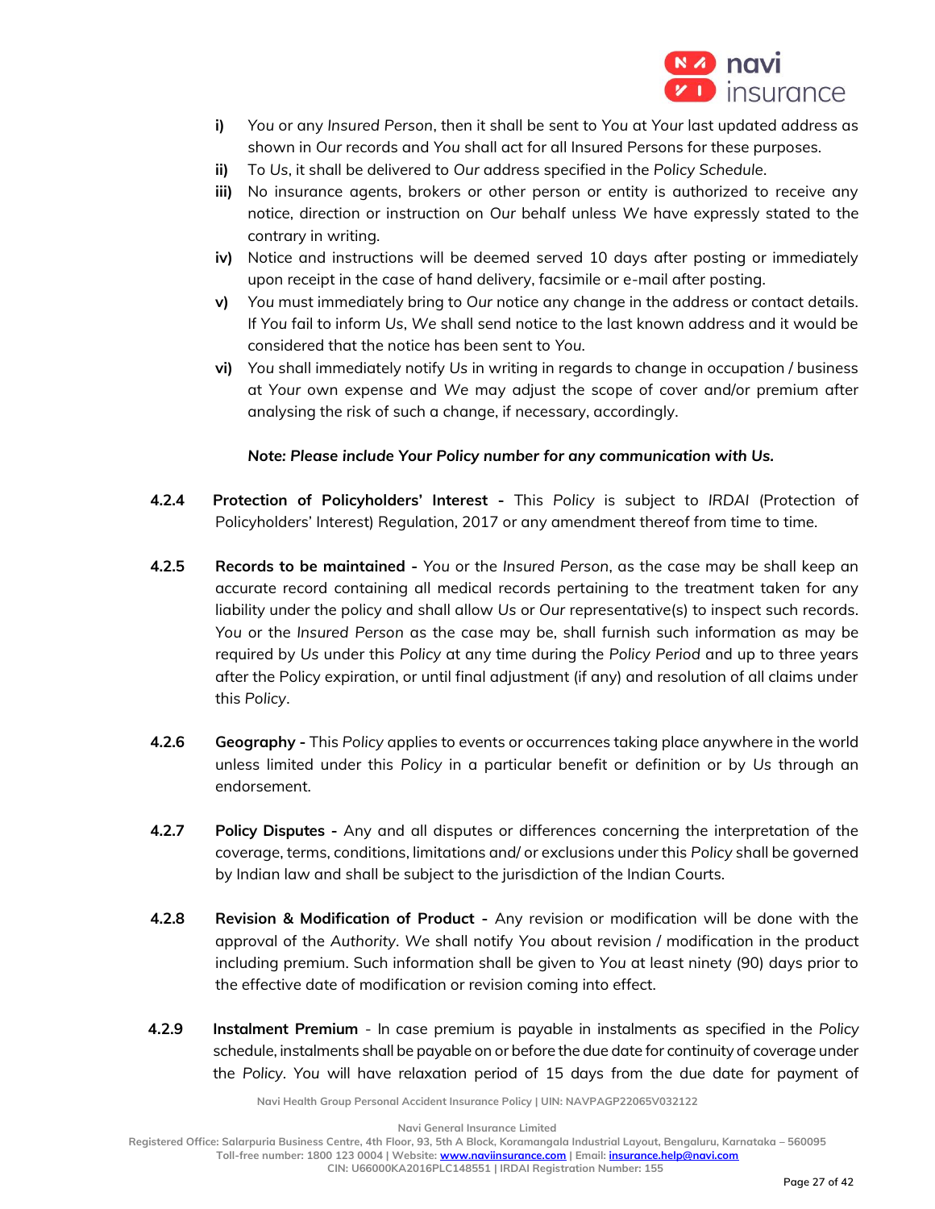i) *You* or any *Insured Person*, then it shall be sent to *You* at *Your* last updated address as shown in *Our* records and *You* shall act for all Insured Persons for these purposes.

ii) To *Us*, it shall be delivered to *Our* address specified in the *Policy Schedule*.

iii) No insurance agents, brokers or other person or entity is authorized to receive any notice, direction or instruction on *Our* behalf unless *We* have expressly stated to the contrary in writing.

iv) Notice and instructions will be deemed served 10 days after posting or immediately upon receipt in the case of hand delivery, facsimile or e-mail after posting.

v) *You* must immediately bring to *Our* notice any change in the address or contact details. If *You* fail to inform *Us*, *We* shall send notice to the last known address and it would be considered that the notice has been sent to *You*.

vi) *You* shall immediately notify *Us* in writing in regards to change in occupation / business at *Your* own expense and *We* may adjust the scope of cover and/or premium after analysing the risk of such a change, if necessary, accordingly.

***Note: Please include Your Policy number for any communication with Us.***

**4.2.4 Protection of Policyholders' Interest -** This *Policy* is subject to *IRDAI* (Protection of Policyholders' Interest) Regulation, 2017 or any amendment thereof from time to time.

**4.2.5 Records to be maintained -** *You* or the *Insured Person*, as the case may be shall keep an accurate record containing all medical records pertaining to the treatment taken for any liability under the policy and shall allow *Us* or *Our* representative(s) to inspect such records. *You* or the *Insured Person* as the case may be, shall furnish such information as may be required by *Us* under this *Policy* at any time during the *Policy Period* and up to three years after the Policy expiration, or until final adjustment (if any) and resolution of all claims under this *Policy*.

**4.2.6 Geography -** This *Policy* applies to events or occurrences taking place anywhere in the world unless limited under this *Policy* in a particular benefit or definition or by *Us* through an endorsement.

**4.2.7 Policy Disputes -** Any and all disputes or differences concerning the interpretation of the coverage, terms, conditions, limitations and/ or exclusions under this *Policy* shall be governed by Indian law and shall be subject to the jurisdiction of the Indian Courts.

**4.2.8 Revision & Modification of Product -** Any revision or modification will be done with the approval of the *Authority*. *We* shall notify *You* about revision / modification in the product including premium. Such information shall be given to *You* at least ninety (90) days prior to the effective date of modification or revision coming into effect.

**4.2.9 Instalment Premium** - In case premium is payable in instalments as specified in the *Policy* schedule, instalments shall be payable on or before the due date for continuity of coverage under the *Policy*. *You* will have relaxation period of 15 days from the due date for payment of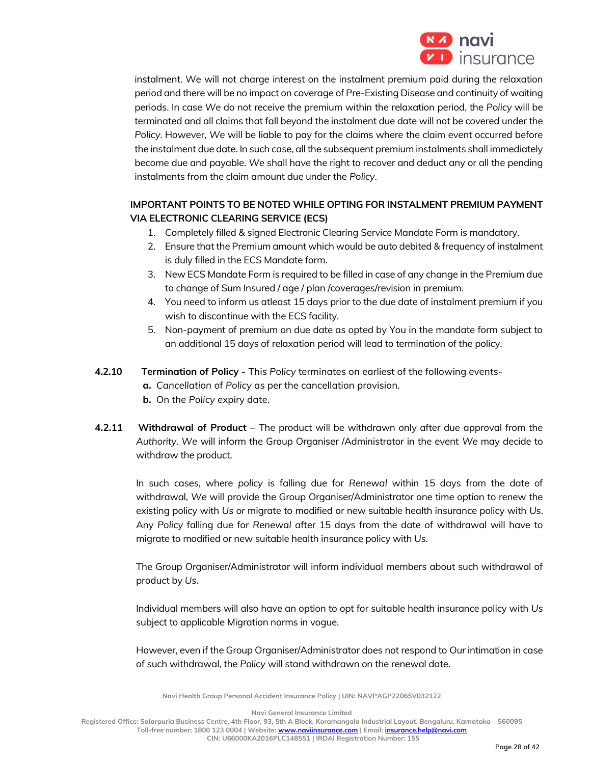instalment. We will not charge interest on the instalment premium paid during the relaxation period and there will be no impact on coverage of Pre-Existing Disease and continuity of waiting periods. In case *We* do not receive the premium within the relaxation period, the *Policy* will be terminated and all claims that fall beyond the instalment due date will not be covered under the *Policy*. However, *We* will be liable to pay for the claims where the claim event occurred before the instalment due date. In such case, all the subsequent premium instalments shall immediately become due and payable. *We* shall have the right to recover and deduct any or all the pending instalments from the claim amount due under the *Policy*.

**IMPORTANT POINTS TO BE NOTED WHILE OPTING FOR INSTALMENT PREMIUM PAYMENT VIA ELECTRONIC CLEARING SERVICE (ECS)**

1. Completely filled & signed Electronic Clearing Service Mandate Form is mandatory.
2. Ensure that the Premium amount which would be auto debited & frequency of instalment is duly filled in the ECS Mandate form.
3. New ECS Mandate Form is required to be filled in case of any change in the Premium due to change of Sum Insured / age / plan /coverages/revision in premium.
4. You need to inform us atleast 15 days prior to the due date of instalment premium if you wish to discontinue with the ECS facility.
5. Non-payment of premium on due date as opted by You in the mandate form subject to an additional 15 days of relaxation period will lead to termination of the policy.

**4.2.10 Termination of Policy -** This *Policy* terminates on earliest of the following events-

**a.** *Cancellation* of *Policy* as per the cancellation provision.

**b.** On the *Policy* expiry date.

**4.2.11 Withdrawal of Product** – The product will be withdrawn only after due approval from the *Authority*. *We* will inform the Group Organiser /Administrator in the event *We* may decide to withdraw the product.

In such cases, where *policy* is falling due for *Renewal* within 15 days from the date of withdrawal, *We* will provide the Group Organiser/Administrator one time option to renew the existing policy with *Us* or migrate to modified or new suitable health insurance policy with *Us*. Any *Policy* falling due for *Renewal* after 15 days from the date of withdrawal will have to migrate to modified or new suitable health insurance policy with *Us*.

The Group Organiser/Administrator will inform individual members about such withdrawal of product by *Us*.

Individual members will also have an option to opt for suitable health insurance policy with *Us* subject to applicable Migration norms in vogue.

However, even if the Group Organiser/Administrator does not respond to *Our* intimation in case of such withdrawal, the *Policy* will stand withdrawn on the renewal date.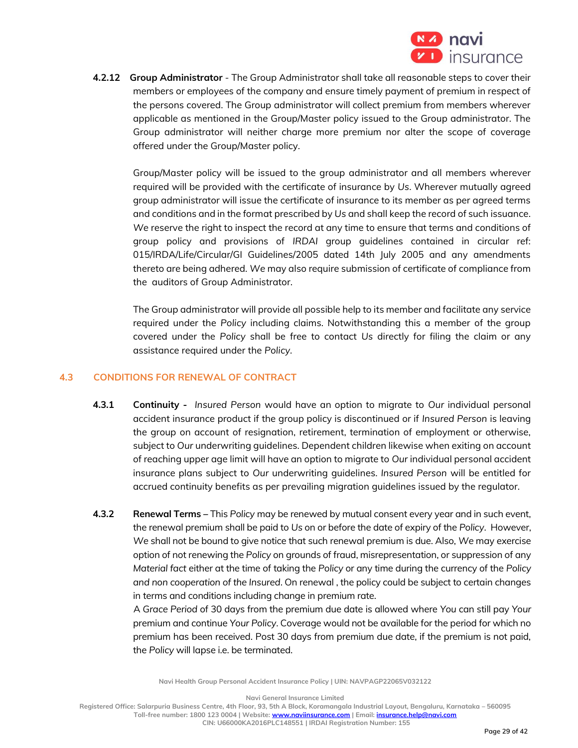**4.2.12 Group Administrator** - The Group Administrator shall take all reasonable steps to cover their members or employees of the company and ensure timely payment of premium in respect of the persons covered. The Group administrator will collect premium from members wherever applicable as mentioned in the Group/Master policy issued to the Group administrator. The Group administrator will neither charge more premium nor alter the scope of coverage offered under the Group/Master policy.

Group/Master policy will be issued to the group administrator and all members wherever required will be provided with the certificate of insurance by *Us*. Wherever mutually agreed group administrator will issue the certificate of insurance to its member as per agreed terms and conditions and in the format prescribed by *Us* and shall keep the record of such issuance. *We* reserve the right to inspect the record at any time to ensure that terms and conditions of group policy and provisions of *IRDAI* group guidelines contained in circular ref: 015/IRDA/Life/Circular/GI Guidelines/2005 dated 14th July 2005 and any amendments thereto are being adhered. *We* may also require submission of certificate of compliance from the auditors of Group Administrator.

The Group administrator will provide all possible help to its member and facilitate any service required under the *Policy* including claims. Notwithstanding this a member of the group covered under the *Policy* shall be free to contact *Us* directly for filing the claim or any assistance required under the *Policy*.

## 4.3 CONDITIONS FOR RENEWAL OF CONTRACT

**4.3.1 Continuity -** *Insured Person* would have an option to migrate to *Our* individual personal accident insurance product if the group policy is discontinued or if *Insured Person* is leaving the group on account of resignation, retirement, termination of employment or otherwise, subject to *Our* underwriting guidelines. Dependent children likewise when exiting on account of reaching upper age limit will have an option to migrate to *Our* individual personal accident insurance plans subject to *Our* underwriting guidelines. *Insured Person* will be entitled for accrued continuity benefits as per prevailing migration guidelines issued by the regulator.

**4.3.2 Renewal Terms** – This *Policy* may be renewed by mutual consent every year and in such event, the renewal premium shall be paid to *Us* on or before the date of expiry of the *Policy*. However, *We* shall not be bound to give notice that such renewal premium is due. Also, *We* may exercise option of not renewing the *Policy* on grounds of fraud, misrepresentation, or suppression of any *Material fact* either at the time of taking the *Policy* or any time during the currency of the *Policy and non cooperation of the Insured*. On renewal , the policy could be subject to certain changes in terms and conditions including change in premium rate.

A *Grace Period* of 30 days from the premium due date is allowed where *You* can still pay *Your* premium and continue *Your Policy*. Coverage would not be available for the period for which no premium has been received. Post 30 days from premium due date, if the premium is not paid, the *Policy* will lapse i.e. be terminated.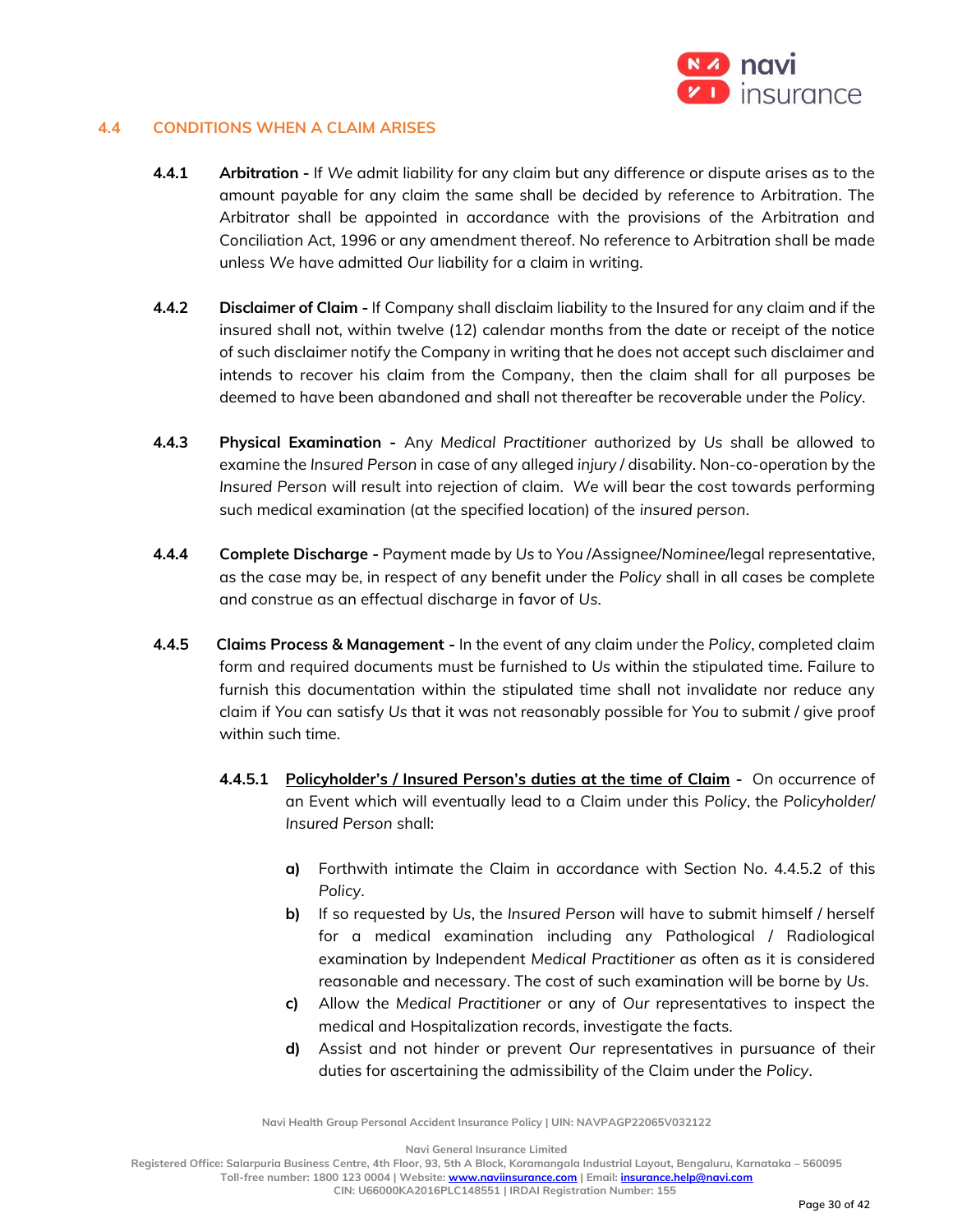## 4.4 CONDITIONS WHEN A CLAIM ARISES

**4.4.1 Arbitration -** If *We* admit liability for any claim but any difference or dispute arises as to the amount payable for any claim the same shall be decided by reference to Arbitration. The Arbitrator shall be appointed in accordance with the provisions of the Arbitration and Conciliation Act, 1996 or any amendment thereof. No reference to Arbitration shall be made unless *We* have admitted *Our* liability for a claim in writing.

**4.4.2 Disclaimer of Claim -** If Company shall disclaim liability to the Insured for any claim and if the insured shall not, within twelve (12) calendar months from the date or receipt of the notice of such disclaimer notify the Company in writing that he does not accept such disclaimer and intends to recover his claim from the Company, then the claim shall for all purposes be deemed to have been abandoned and shall not thereafter be recoverable under the *Policy*.

**4.4.3 Physical Examination -** Any *Medical Practitioner* authorized by *Us* shall be allowed to examine the *Insured Person* in case of any alleged *injury* / disability. Non-co-operation by the *Insured Person* will result into rejection of claim. *We* will bear the cost towards performing such medical examination (at the specified location) of the *insured person*.

**4.4.4 Complete Discharge -** Payment made by *Us* to *You* /Assignee/*Nominee*/legal representative, as the case may be, in respect of any benefit under the *Policy* shall in all cases be complete and construe as an effectual discharge in favor of *Us*.

**4.4.5 Claims Process & Management -** In the event of any claim under the *Policy*, completed claim form and required documents must be furnished to *Us* within the stipulated time. Failure to furnish this documentation within the stipulated time shall not invalidate nor reduce any claim if *You* can satisfy *Us* that it was not reasonably possible for *You* to submit / give proof within such time.

**4.4.5.1 <u>Policyholder's / Insured Person's duties at the time of Claim</u> -** On occurrence of an Event which will eventually lead to a Claim under this *Policy*, the *Policyholder*/ *Insured Person* shall:

- **a)** Forthwith intimate the Claim in accordance with Section No. 4.4.5.2 of this *Policy*.
- **b)** If so requested by *Us*, the *Insured Person* will have to submit himself / herself for a medical examination including any Pathological / Radiological examination by Independent *Medical Practitioner* as often as it is considered reasonable and necessary. The cost of such examination will be borne by *Us*.
- **c)** Allow the *Medical Practitioner* or any of *Our* representatives to inspect the medical and Hospitalization records, investigate the facts.
- **d)** Assist and not hinder or prevent *Our* representatives in pursuance of their duties for ascertaining the admissibility of the Claim under the *Policy*.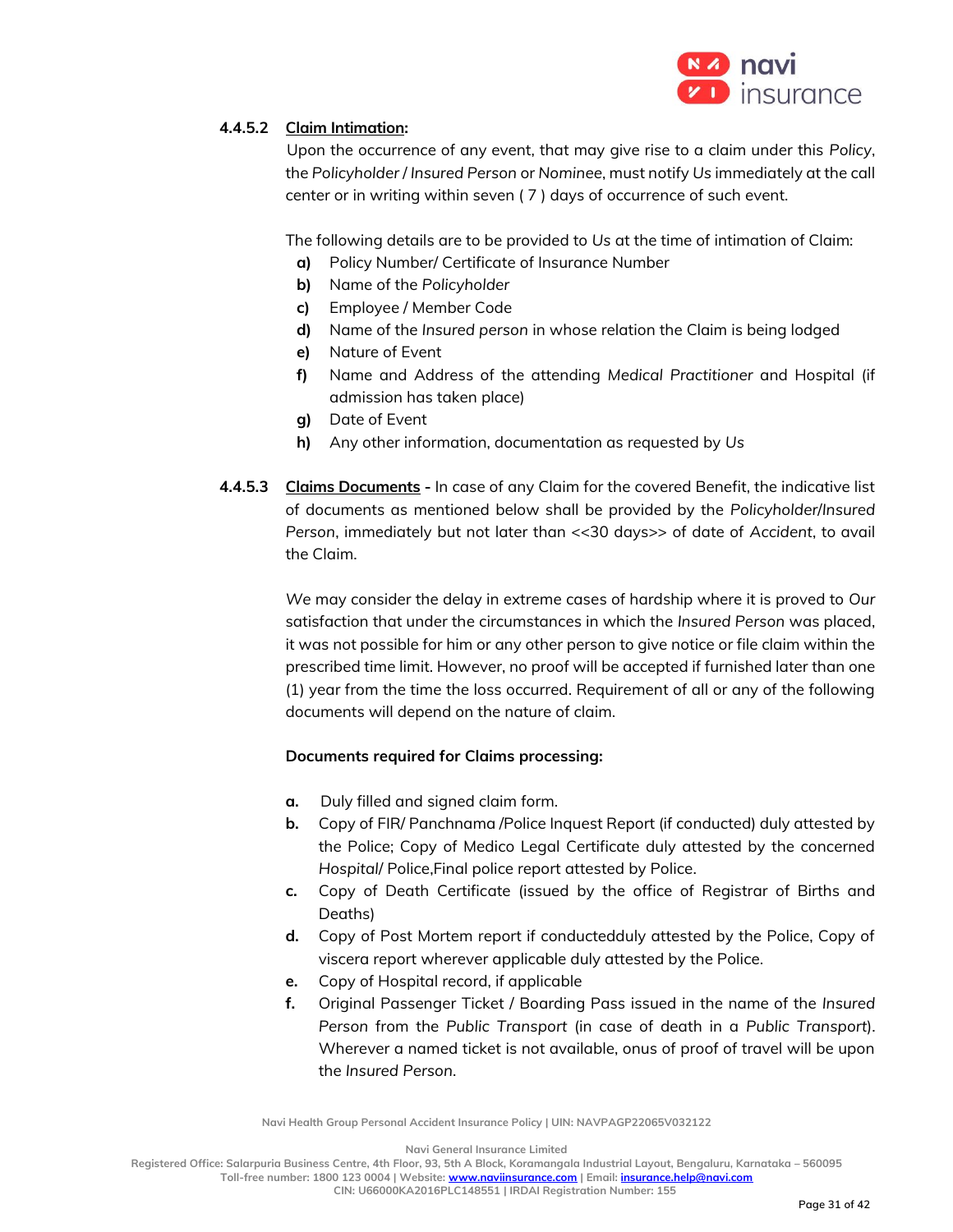**4.4.5.2 <u>Claim Intimation</u>:**

Upon the occurrence of any event, that may give rise to a claim under this *Policy*, the *Policyholder* / *Insured Person* or *Nominee*, must notify *Us* immediately at the call center or in writing within seven ( 7 ) days of occurrence of such event.

The following details are to be provided to *Us* at the time of intimation of Claim:

- **a)** Policy Number/ Certificate of Insurance Number
- **b)** Name of the *Policyholder*
- **c)** Employee / Member Code
- **d)** Name of the *Insured person* in whose relation the Claim is being lodged
- **e)** Nature of Event
- **f)** Name and Address of the attending *Medical Practitioner* and Hospital (if admission has taken place)
- **g)** Date of Event
- **h)** Any other information, documentation as requested by *Us*

**4.4.5.3 <u>Claims Documents</u> -** In case of any Claim for the covered Benefit, the indicative list of documents as mentioned below shall be provided by the *Policyholder/Insured Person*, immediately but not later than <<30 days>> of date of *Accident*, to avail the Claim.

*We* may consider the delay in extreme cases of hardship where it is proved to *Our* satisfaction that under the circumstances in which the *Insured Person* was placed, it was not possible for him or any other person to give notice or file claim within the prescribed time limit. However, no proof will be accepted if furnished later than one (1) year from the time the loss occurred. Requirement of all or any of the following documents will depend on the nature of claim.

**Documents required for Claims processing:**

- **a.** Duly filled and signed claim form.
- **b.** Copy of FIR/ Panchnama /Police Inquest Report (if conducted) duly attested by the Police; Copy of Medico Legal Certificate duly attested by the concerned *Hospital*/ Police,Final police report attested by Police.
- **c.** Copy of Death Certificate (issued by the office of Registrar of Births and Deaths)
- **d.** Copy of Post Mortem report if conductedduly attested by the Police, Copy of viscera report wherever applicable duly attested by the Police.
- **e.** Copy of Hospital record, if applicable
- **f.** Original Passenger Ticket / Boarding Pass issued in the name of the *Insured Person* from the *Public Transport* (in case of death in a *Public Transport*). Wherever a named ticket is not available, onus of proof of travel will be upon the *Insured Person*.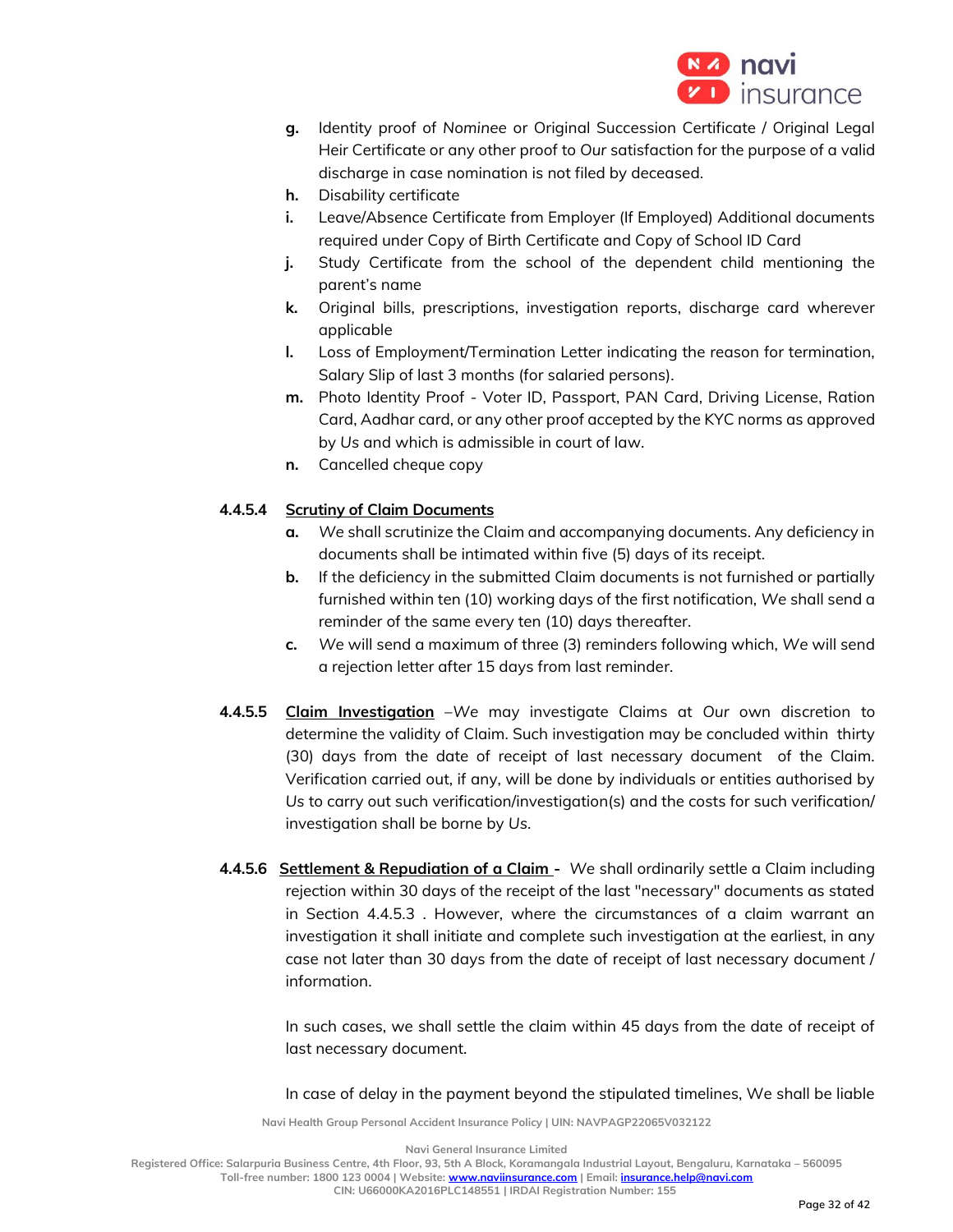g. Identity proof of *Nominee* or Original Succession Certificate / Original Legal Heir Certificate or any other proof to *Our* satisfaction for the purpose of a valid discharge in case nomination is not filed by deceased.

h. Disability certificate

i. Leave/Absence Certificate from Employer (If Employed) Additional documents required under Copy of Birth Certificate and Copy of School ID Card

j. Study Certificate from the school of the dependent child mentioning the parent's name

k. Original bills, prescriptions, investigation reports, discharge card wherever applicable

l. Loss of Employment/Termination Letter indicating the reason for termination, Salary Slip of last 3 months (for salaried persons).

m. Photo Identity Proof - Voter ID, Passport, PAN Card, Driving License, Ration Card, Aadhar card, or any other proof accepted by the KYC norms as approved by *Us* and which is admissible in court of law.

n. Cancelled cheque copy

**4.4.5.4 <u>Scrutiny of Claim Documents</u>**

a. We shall scrutinize the Claim and accompanying documents. Any deficiency in documents shall be intimated within five (5) days of its receipt.

b. If the deficiency in the submitted Claim documents is not furnished or partially furnished within ten (10) working days of the first notification, *We* shall send a reminder of the same every ten (10) days thereafter.

c. *We* will send a maximum of three (3) reminders following which, *We* will send a rejection letter after 15 days from last reminder.

**4.4.5.5 <u>Claim Investigation</u>** –*We* may investigate Claims at *Our* own discretion to determine the validity of Claim. Such investigation may be concluded within thirty (30) days from the date of receipt of last necessary document of the Claim. Verification carried out, if any, will be done by individuals or entities authorised by *Us* to carry out such verification/investigation(s) and the costs for such verification/ investigation shall be borne by *Us*.

**4.4.5.6 <u>Settlement & Repudiation of a Claim</u> -** *We* shall ordinarily settle a Claim including rejection within 30 days of the receipt of the last "necessary" documents as stated in Section 4.4.5.3 . However, where the circumstances of a claim warrant an investigation it shall initiate and complete such investigation at the earliest, in any case not later than 30 days from the date of receipt of last necessary document / information.

In such cases, we shall settle the claim within 45 days from the date of receipt of last necessary document.

In case of delay in the payment beyond the stipulated timelines, We shall be liable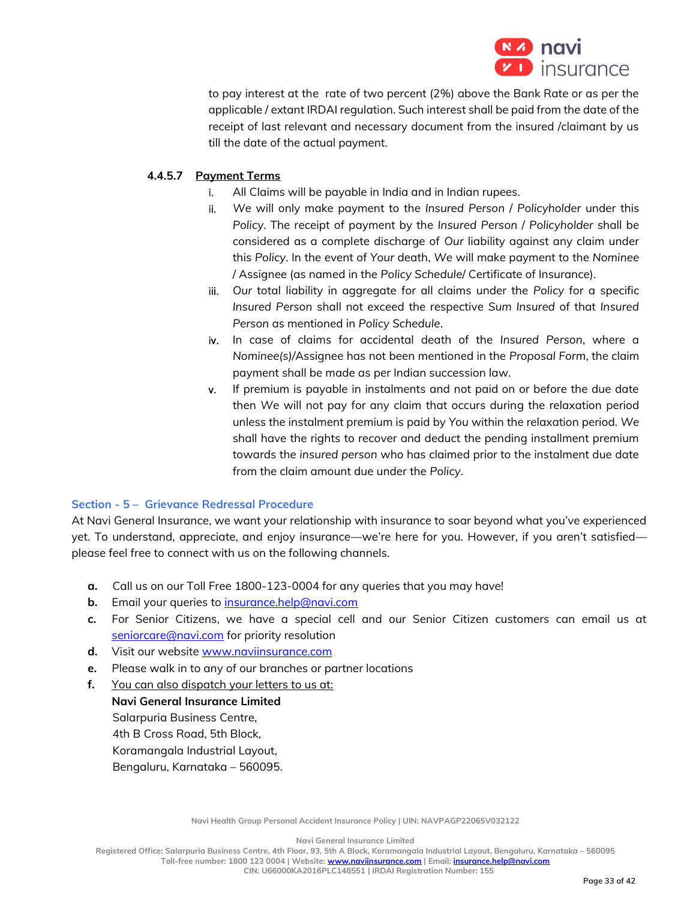to pay interest at the rate of two percent (2%) above the Bank Rate or as per the applicable / extant IRDAI regulation. Such interest shall be paid from the date of the receipt of last relevant and necessary document from the insured /claimant by us till the date of the actual payment.

#### 4.4.5.7 Payment Terms

i. All Claims will be payable in India and in Indian rupees.

ii. *We* will only make payment to the *Insured Person / Policyholder* under this *Policy*. The receipt of payment by the *Insured Person / Policyholder* shall be considered as a complete discharge of *Our* liability against any claim under this *Policy*. In the event of *Your* death, *We* will make payment to the *Nominee* / Assignee (as named in the *Policy Schedule*/ Certificate of Insurance).

iii. *Our* total liability in aggregate for all claims under the *Policy* for a specific *Insured Person* shall not exceed the respective *Sum Insured* of that *Insured Person* as mentioned in *Policy Schedule*.

iv. In case of claims for accidental death of the *Insured Person*, where a *Nominee(s)*/Assignee has not been mentioned in the *Proposal Form*, the claim payment shall be made as per Indian succession law.

v. If premium is payable in instalments and not paid on or before the due date then *We* will not pay for any claim that occurs during the relaxation period unless the instalment premium is paid by *You* within the relaxation period. *We* shall have the rights to recover and deduct the pending installment premium towards the *insured person* who has claimed prior to the instalment due date from the claim amount due under the *Policy*.

## Section - 5 – Grievance Redressal Procedure

At Navi General Insurance, we want your relationship with insurance to soar beyond what you've experienced yet. To understand, appreciate, and enjoy insurance—we're here for you. However, if you aren't satisfied—please feel free to connect with us on the following channels.

**a.** Call us on our Toll Free 1800-123-0004 for any queries that you may have!

**b.** Email your queries to insurance.help@navi.com

**c.** For Senior Citizens, we have a special cell and our Senior Citizen customers can email us at seniorcare@navi.com for priority resolution

**d.** Visit our website www.naviinsurance.com

**e.** Please walk in to any of our branches or partner locations

**f.** You can also dispatch your letters to us at:

**Navi General Insurance Limited**
Salarpuria Business Centre,
4th B Cross Road, 5th Block,
Koramangala Industrial Layout,
Bengaluru, Karnataka – 560095.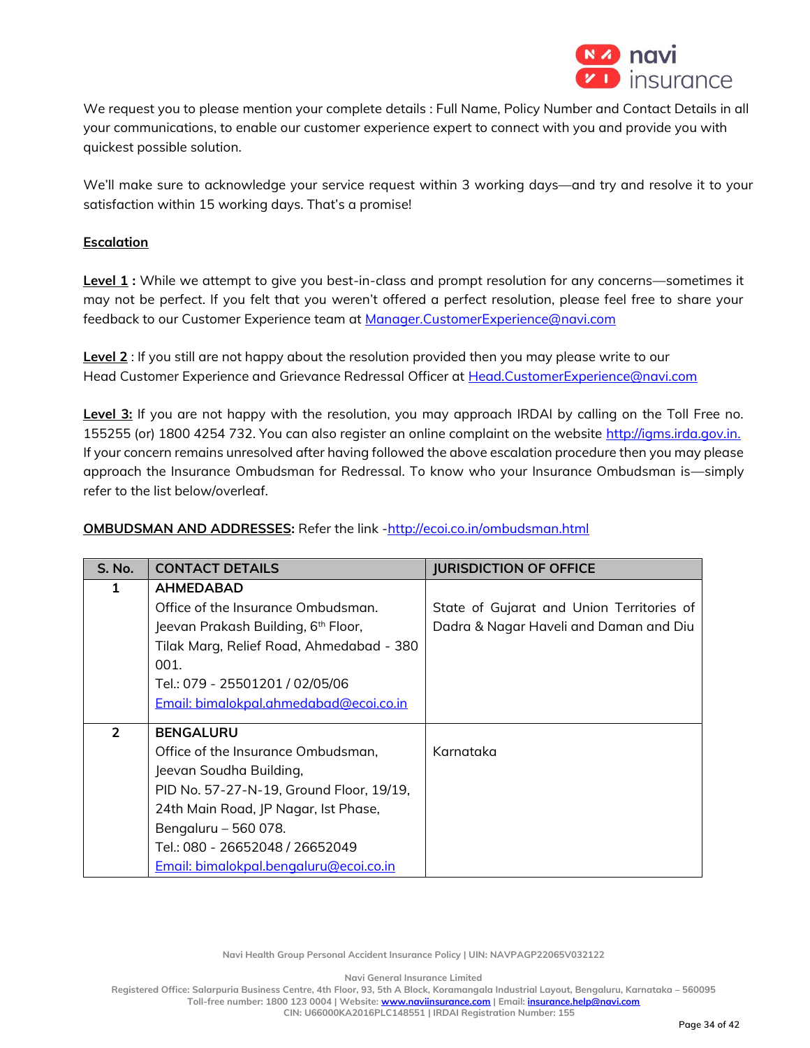We request you to please mention your complete details : Full Name, Policy Number and Contact Details in all your communications, to enable our customer experience expert to connect with you and provide you with quickest possible solution.

We'll make sure to acknowledge your service request within 3 working days—and try and resolve it to your satisfaction within 15 working days. That's a promise!

**Escalation**

**Level 1 :** While we attempt to give you best-in-class and prompt resolution for any concerns—sometimes it may not be perfect. If you felt that you weren't offered a perfect resolution, please feel free to share your feedback to our Customer Experience team at Manager.CustomerExperience@navi.com

**Level 2** : If you still are not happy about the resolution provided then you may please write to our Head Customer Experience and Grievance Redressal Officer at Head.CustomerExperience@navi.com

**Level 3:** If you are not happy with the resolution, you may approach IRDAI by calling on the Toll Free no. 155255 (or) 1800 4254 732. You can also register an online complaint on the website http://igms.irda.gov.in. If your concern remains unresolved after having followed the above escalation procedure then you may please approach the Insurance Ombudsman for Redressal. To know who your Insurance Ombudsman is—simply refer to the list below/overleaf.

**OMBUDSMAN AND ADDRESSES:** Refer the link -http://ecoi.co.in/ombudsman.html

| S. No. | CONTACT DETAILS | JURISDICTION OF OFFICE |
|---|---|---|
| 1 | **AHMEDABAD**<br>Office of the Insurance Ombudsman.<br>Jeevan Prakash Building, 6th Floor,<br>Tilak Marg, Relief Road, Ahmedabad - 380 001.<br>Tel.: 079 - 25501201 / 02/05/06<br>Email: bimalokpal.ahmedabad@ecoi.co.in | State of Gujarat and Union Territories of Dadra & Nagar Haveli and Daman and Diu |
| 2 | **BENGALURU**<br>Office of the Insurance Ombudsman,<br>Jeevan Soudha Building,<br>PID No. 57-27-N-19, Ground Floor, 19/19, 24th Main Road, JP Nagar, Ist Phase,<br>Bengaluru – 560 078.<br>Tel.: 080 - 26652048 / 26652049<br>Email: bimalokpal.bengaluru@ecoi.co.in | Karnataka |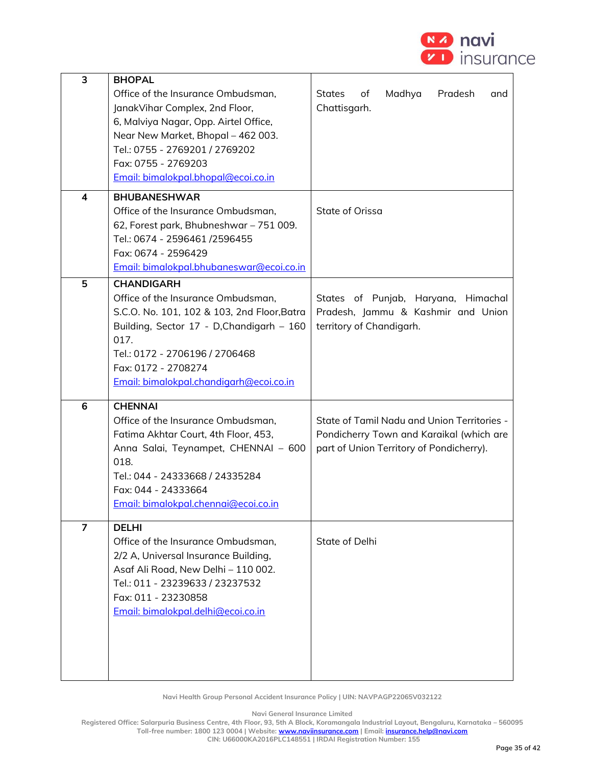| | | |
|---|---|---|
| 3 | **BHOPAL**<br>Office of the Insurance Ombudsman,<br>JanakVihar Complex, 2nd Floor,<br>6, Malviya Nagar, Opp. Airtel Office,<br>Near New Market, Bhopal – 462 003.<br>Tel.: 0755 - 2769201 / 2769202<br>Fax: 0755 - 2769203<br>Email: bimalokpal.bhopal@ecoi.co.in | States of Madhya Pradesh and Chattisgarh. |
| 4 | **BHUBANESHWAR**<br>Office of the Insurance Ombudsman,<br>62, Forest park, Bhubneshwar – 751 009.<br>Tel.: 0674 - 2596461 /2596455<br>Fax: 0674 - 2596429<br>Email: bimalokpal.bhubaneswar@ecoi.co.in | State of Orissa |
| 5 | **CHANDIGARH**<br>Office of the Insurance Ombudsman,<br>S.C.O. No. 101, 102 & 103, 2nd Floor,Batra Building, Sector 17 - D,Chandigarh – 160 017.<br>Tel.: 0172 - 2706196 / 2706468<br>Fax: 0172 - 2708274<br>Email: bimalokpal.chandigarh@ecoi.co.in | States of Punjab, Haryana, Himachal Pradesh, Jammu & Kashmir and Union territory of Chandigarh. |
| 6 | **CHENNAI**<br>Office of the Insurance Ombudsman,<br>Fatima Akhtar Court, 4th Floor, 453,<br>Anna Salai, Teynampet, CHENNAI – 600 018.<br>Tel.: 044 - 24333668 / 24335284<br>Fax: 044 - 24333664<br>Email: bimalokpal.chennai@ecoi.co.in | State of Tamil Nadu and Union Territories - Pondicherry Town and Karaikal (which are part of Union Territory of Pondicherry). |
| 7 | **DELHI**<br>Office of the Insurance Ombudsman,<br>2/2 A, Universal Insurance Building,<br>Asaf Ali Road, New Delhi – 110 002.<br>Tel.: 011 - 23239633 / 23237532<br>Fax: 011 - 23230858<br>Email: bimalokpal.delhi@ecoi.co.in | State of Delhi |

Navi Health Group Personal Accident Insurance Policy | UIN: NAVPAGP22065V032122

Navi General Insurance Limited
Registered Office: Salarpuria Business Centre, 4th Floor, 93, 5th A Block, Koramangala Industrial Layout, Bengaluru, Karnataka – 560095
Toll-free number: 1800 123 0004 | Website: www.naviinsurance.com | Email: insurance.help@navi.com
CIN: U66000KA2016PLC148551 | IRDAI Registration Number: 155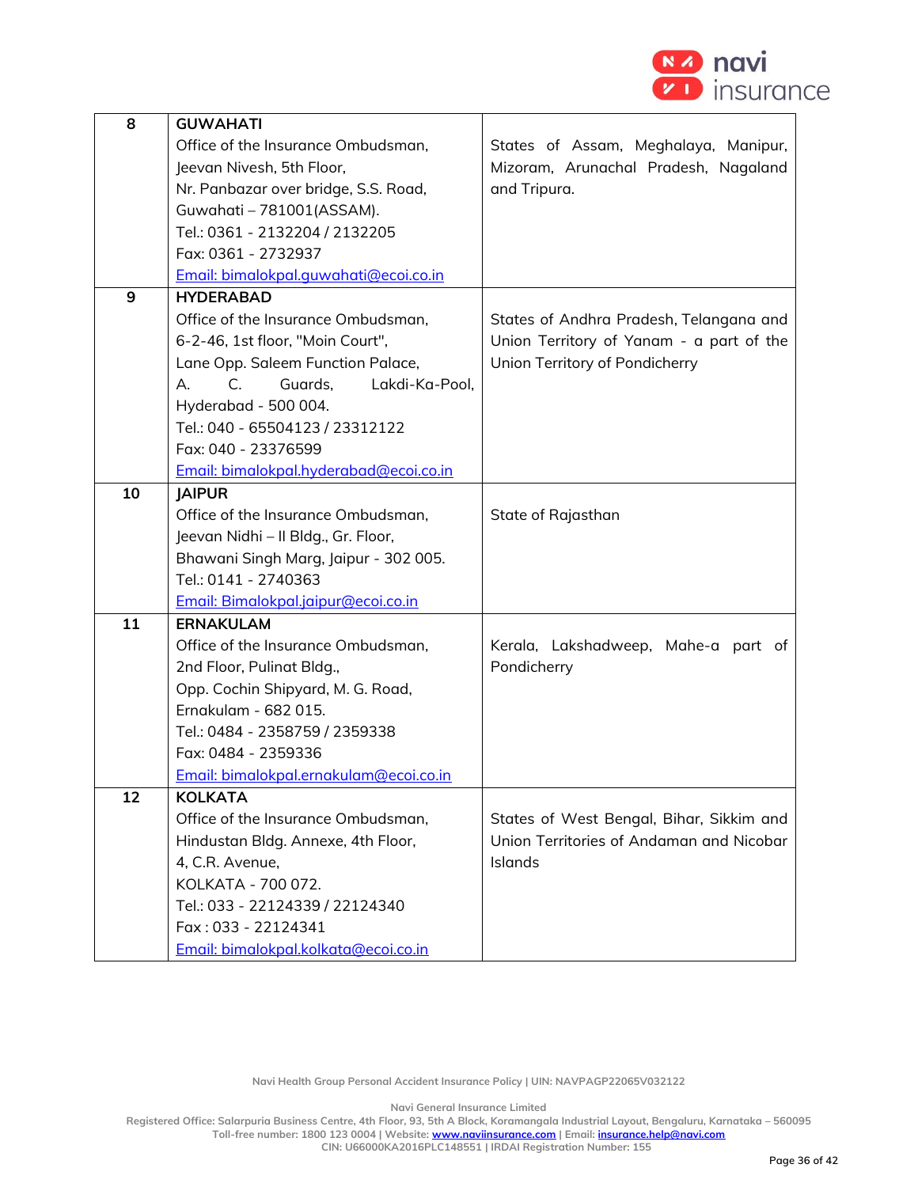| 8 | **GUWAHATI**<br>Office of the Insurance Ombudsman,<br>Jeevan Nivesh, 5th Floor,<br>Nr. Panbazar over bridge, S.S. Road,<br>Guwahati – 781001(ASSAM).<br>Tel.: 0361 - 2132204 / 2132205<br>Fax: 0361 - 2732937<br>Email: bimalokpal.guwahati@ecoi.co.in | States of Assam, Meghalaya, Manipur, Mizoram, Arunachal Pradesh, Nagaland and Tripura. |
|---|---|---|
| 9 | **HYDERABAD**<br>Office of the Insurance Ombudsman,<br>6-2-46, 1st floor, "Moin Court",<br>Lane Opp. Saleem Function Palace,<br>A. C. Guards, Lakdi-Ka-Pool,<br>Hyderabad - 500 004.<br>Tel.: 040 - 65504123 / 23312122<br>Fax: 040 - 23376599<br>Email: bimalokpal.hyderabad@ecoi.co.in | States of Andhra Pradesh, Telangana and Union Territory of Yanam - a part of the Union Territory of Pondicherry |
| 10 | **JAIPUR**<br>Office of the Insurance Ombudsman,<br>Jeevan Nidhi – II Bldg., Gr. Floor,<br>Bhawani Singh Marg, Jaipur - 302 005.<br>Tel.: 0141 - 2740363<br>Email: Bimalokpal.jaipur@ecoi.co.in | State of Rajasthan |
| 11 | **ERNAKULAM**<br>Office of the Insurance Ombudsman,<br>2nd Floor, Pulinat Bldg.,<br>Opp. Cochin Shipyard, M. G. Road,<br>Ernakulam - 682 015.<br>Tel.: 0484 - 2358759 / 2359338<br>Fax: 0484 - 2359336<br>Email: bimalokpal.ernakulam@ecoi.co.in | Kerala, Lakshadweep, Mahe-a part of Pondicherry |
| 12 | **KOLKATA**<br>Office of the Insurance Ombudsman,<br>Hindustan Bldg. Annexe, 4th Floor,<br>4, C.R. Avenue,<br>KOLKATA - 700 072.<br>Tel.: 033 - 22124339 / 22124340<br>Fax : 033 - 22124341<br>Email: bimalokpal.kolkata@ecoi.co.in | States of West Bengal, Bihar, Sikkim and Union Territories of Andaman and Nicobar Islands |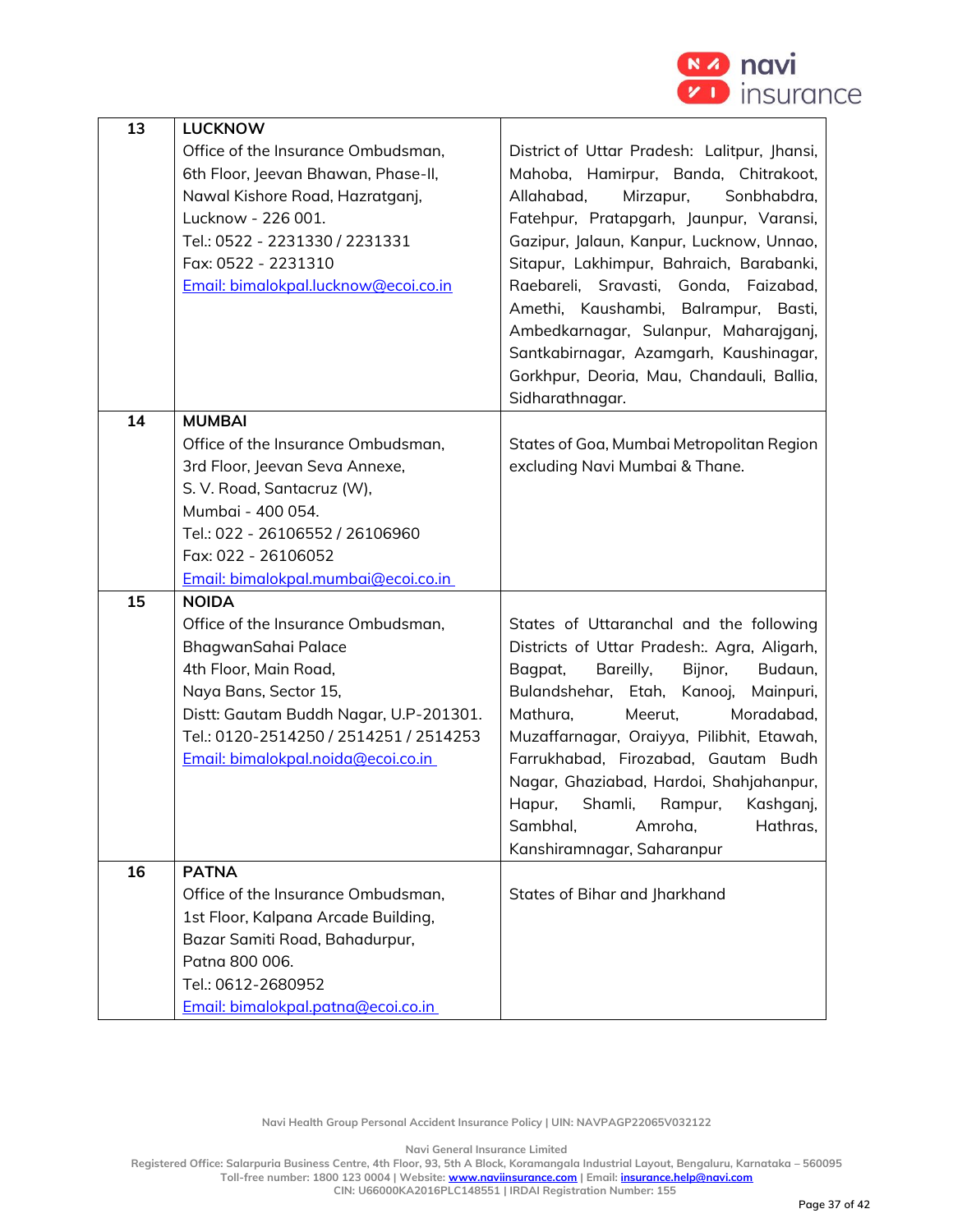| | | |
|---|---|---|
| 13 | **LUCKNOW**<br>Office of the Insurance Ombudsman,<br>6th Floor, Jeevan Bhawan, Phase-II,<br>Nawal Kishore Road, Hazratganj,<br>Lucknow - 226 001.<br>Tel.: 0522 - 2231330 / 2231331<br>Fax: 0522 - 2231310<br>Email: bimalokpal.lucknow@ecoi.co.in | District of Uttar Pradesh: Lalitpur, Jhansi, Mahoba, Hamirpur, Banda, Chitrakoot, Allahabad, Mirzapur, Sonbhabdra, Fatehpur, Pratapgarh, Jaunpur, Varansi, Gazipur, Jalaun, Kanpur, Lucknow, Unnao, Sitapur, Lakhimpur, Bahraich, Barabanki, Raebareli, Sravasti, Gonda, Faizabad, Amethi, Kaushambi, Balrampur, Basti, Ambedkarnagar, Sulanpur, Maharajganj, Santkabirnagar, Azamgarh, Kaushinagar, Gorkhpur, Deoria, Mau, Chandauli, Ballia, Sidharathnagar. |
| 14 | **MUMBAI**<br>Office of the Insurance Ombudsman,<br>3rd Floor, Jeevan Seva Annexe,<br>S. V. Road, Santacruz (W),<br>Mumbai - 400 054.<br>Tel.: 022 - 26106552 / 26106960<br>Fax: 022 - 26106052<br>Email: bimalokpal.mumbai@ecoi.co.in | States of Goa, Mumbai Metropolitan Region excluding Navi Mumbai & Thane. |
| 15 | **NOIDA**<br>Office of the Insurance Ombudsman,<br>BhagwanSahai Palace<br>4th Floor, Main Road,<br>Naya Bans, Sector 15,<br>Distt: Gautam Buddh Nagar, U.P-201301.<br>Tel.: 0120-2514250 / 2514251 / 2514253<br>Email: bimalokpal.noida@ecoi.co.in | States of Uttaranchal and the following Districts of Uttar Pradesh:. Agra, Aligarh, Bagpat, Bareilly, Bijnor, Budaun, Bulandshehar, Etah, Kanooj, Mainpuri, Mathura, Meerut, Moradabad, Muzaffarnagar, Oraiyya, Pilibhit, Etawah, Farrukhabad, Firozabad, Gautam Budh Nagar, Ghaziabad, Hardoi, Shahjahanpur, Hapur, Shamli, Rampur, Kashganj, Sambhal, Amroha, Hathras, Kanshiramnagar, Saharanpur |
| 16 | **PATNA**<br>Office of the Insurance Ombudsman,<br>1st Floor, Kalpana Arcade Building,<br>Bazar Samiti Road, Bahadurpur,<br>Patna 800 006.<br>Tel.: 0612-2680952<br>Email: bimalokpal.patna@ecoi.co.in | States of Bihar and Jharkhand |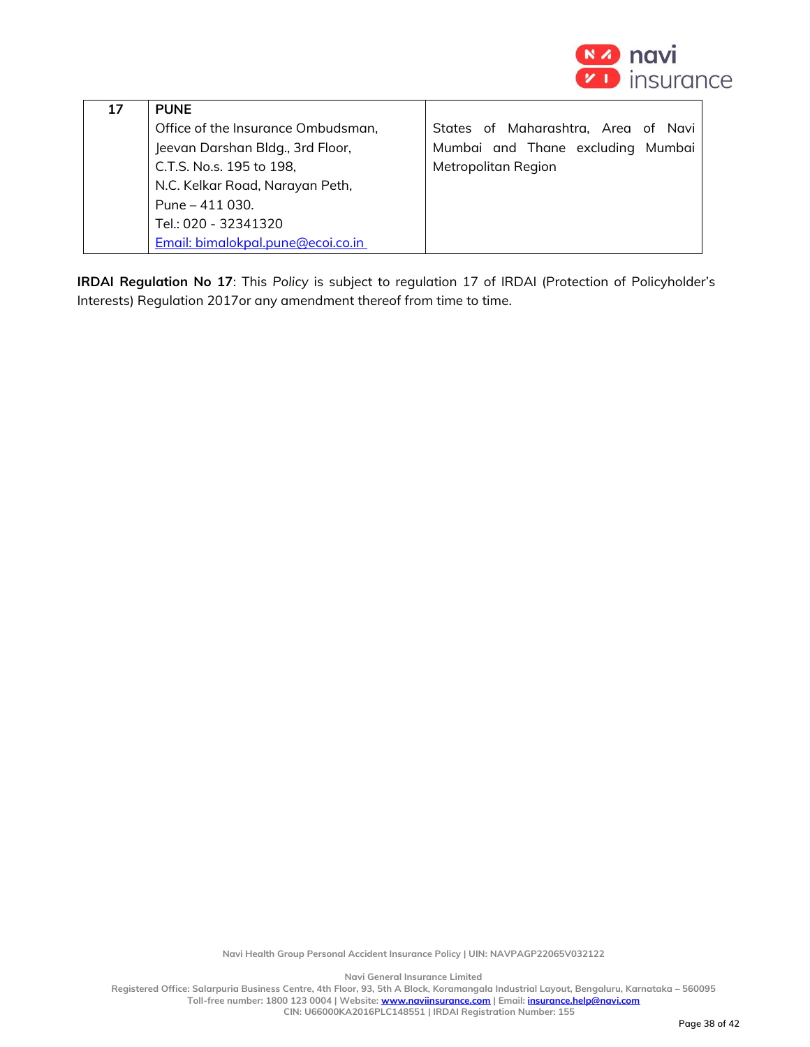| 17 | **PUNE**<br>Office of the Insurance Ombudsman,<br>Jeevan Darshan Bldg., 3rd Floor,<br>C.T.S. No.s. 195 to 198,<br>N.C. Kelkar Road, Narayan Peth,<br>Pune – 411 030.<br>Tel.: 020 - 32341320<br>Email: bimalokpal.pune@ecoi.co.in | States of Maharashtra, Area of Navi Mumbai and Thane excluding Mumbai Metropolitan Region |
|---|---|---|

**IRDAI Regulation No 17**: This *Policy* is subject to regulation 17 of IRDAI (Protection of Policyholder's Interests) Regulation 2017or any amendment thereof from time to time.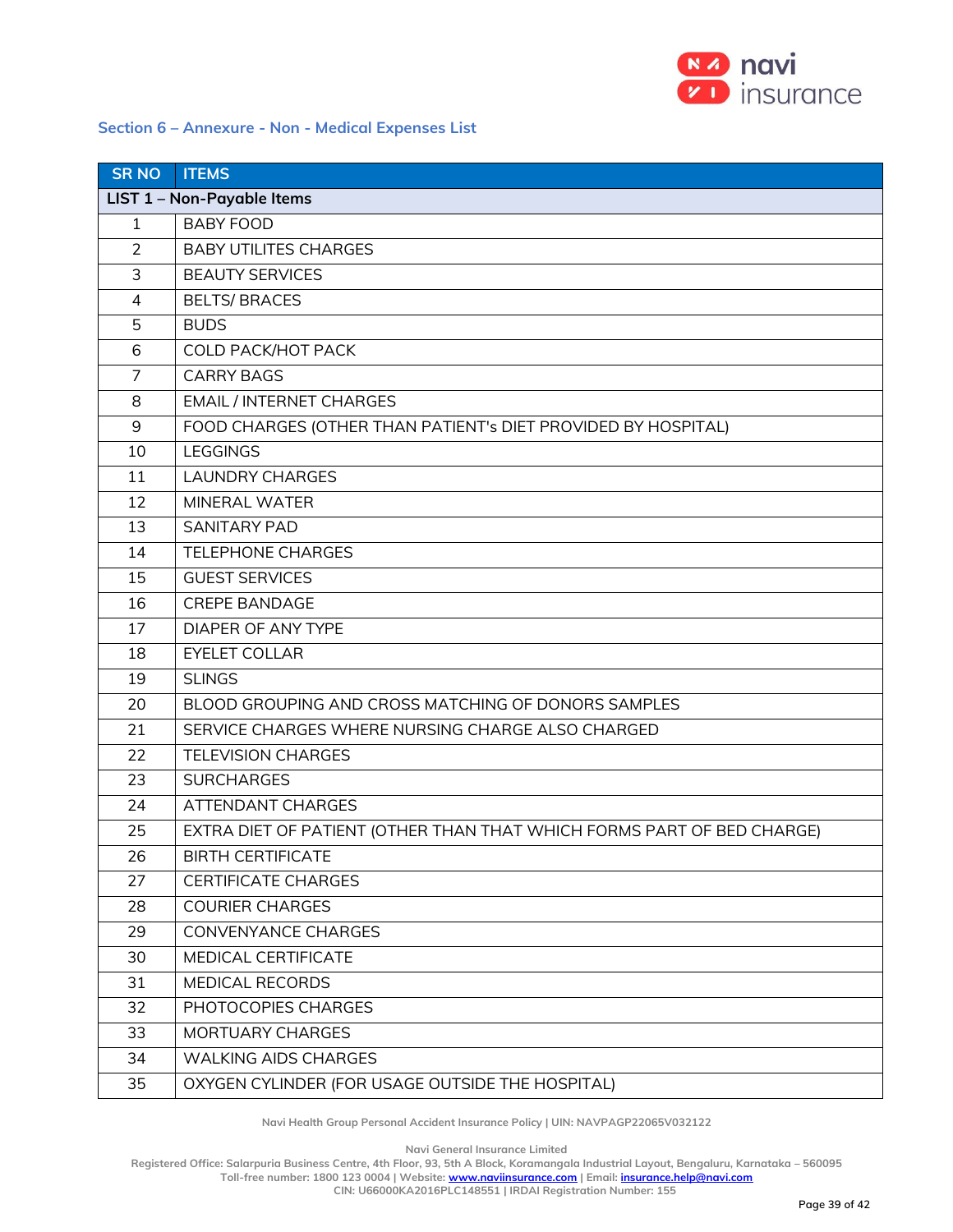## Section 6 – Annexure - Non - Medical Expenses List

| SR NO | ITEMS |
|---|---|
| **LIST 1 – Non-Payable Items** | |
| 1 | BABY FOOD |
| 2 | BABY UTILITES CHARGES |
| 3 | BEAUTY SERVICES |
| 4 | BELTS/ BRACES |
| 5 | BUDS |
| 6 | COLD PACK/HOT PACK |
| 7 | CARRY BAGS |
| 8 | EMAIL / INTERNET CHARGES |
| 9 | FOOD CHARGES (OTHER THAN PATIENT's DIET PROVIDED BY HOSPITAL) |
| 10 | LEGGINGS |
| 11 | LAUNDRY CHARGES |
| 12 | MINERAL WATER |
| 13 | SANITARY PAD |
| 14 | TELEPHONE CHARGES |
| 15 | GUEST SERVICES |
| 16 | CREPE BANDAGE |
| 17 | DIAPER OF ANY TYPE |
| 18 | EYELET COLLAR |
| 19 | SLINGS |
| 20 | BLOOD GROUPING AND CROSS MATCHING OF DONORS SAMPLES |
| 21 | SERVICE CHARGES WHERE NURSING CHARGE ALSO CHARGED |
| 22 | TELEVISION CHARGES |
| 23 | SURCHARGES |
| 24 | ATTENDANT CHARGES |
| 25 | EXTRA DIET OF PATIENT (OTHER THAN THAT WHICH FORMS PART OF BED CHARGE) |
| 26 | BIRTH CERTIFICATE |
| 27 | CERTIFICATE CHARGES |
| 28 | COURIER CHARGES |
| 29 | CONVENYANCE CHARGES |
| 30 | MEDICAL CERTIFICATE |
| 31 | MEDICAL RECORDS |
| 32 | PHOTOCOPIES CHARGES |
| 33 | MORTUARY CHARGES |
| 34 | WALKING AIDS CHARGES |
| 35 | OXYGEN CYLINDER (FOR USAGE OUTSIDE THE HOSPITAL) |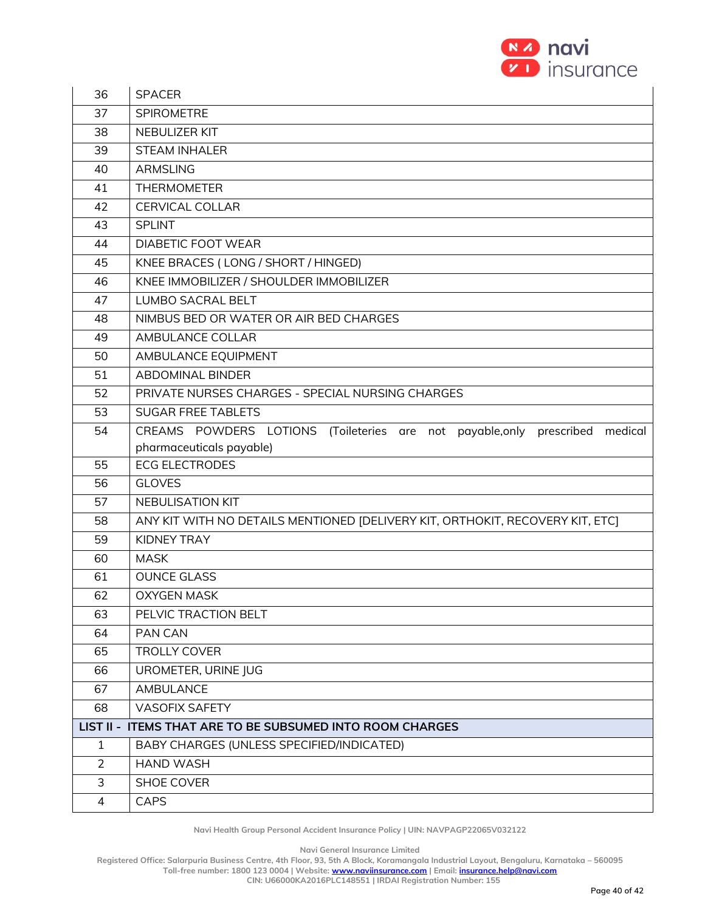| | |
|---|---|
| 36 | SPACER |
| 37 | SPIROMETRE |
| 38 | NEBULIZER KIT |
| 39 | STEAM INHALER |
| 40 | ARMSLING |
| 41 | THERMOMETER |
| 42 | CERVICAL COLLAR |
| 43 | SPLINT |
| 44 | DIABETIC FOOT WEAR |
| 45 | KNEE BRACES ( LONG / SHORT / HINGED) |
| 46 | KNEE IMMOBILIZER / SHOULDER IMMOBILIZER |
| 47 | LUMBO SACRAL BELT |
| 48 | NIMBUS BED OR WATER OR AIR BED CHARGES |
| 49 | AMBULANCE COLLAR |
| 50 | AMBULANCE EQUIPMENT |
| 51 | ABDOMINAL BINDER |
| 52 | PRIVATE NURSES CHARGES - SPECIAL NURSING CHARGES |
| 53 | SUGAR FREE TABLETS |
| 54 | CREAMS POWDERS LOTIONS (Toileteries are not payable,only prescribed medical pharmaceuticals payable) |
| 55 | ECG ELECTRODES |
| 56 | GLOVES |
| 57 | NEBULISATION KIT |
| 58 | ANY KIT WITH NO DETAILS MENTIONED [DELIVERY KIT, ORTHOKIT, RECOVERY KIT, ETC] |
| 59 | KIDNEY TRAY |
| 60 | MASK |
| 61 | OUNCE GLASS |
| 62 | OXYGEN MASK |
| 63 | PELVIC TRACTION BELT |
| 64 | PAN CAN |
| 65 | TROLLY COVER |
| 66 | UROMETER, URINE JUG |
| 67 | AMBULANCE |
| 68 | VASOFIX SAFETY |
| **LIST II - ITEMS THAT ARE TO BE SUBSUMED INTO ROOM CHARGES** | |
| 1 | BABY CHARGES (UNLESS SPECIFIED/INDICATED) |
| 2 | HAND WASH |
| 3 | SHOE COVER |
| 4 | CAPS |

Navi Health Group Personal Accident Insurance Policy | UIN: NAVPAGP22065V032122

Navi General Insurance Limited
Registered Office: Salarpuria Business Centre, 4th Floor, 93, 5th A Block, Koramangala Industrial Layout, Bengaluru, Karnataka – 560095
Toll-free number: 1800 123 0004 | Website: www.naviinsurance.com | Email: insurance.help@navi.com
CIN: U66000KA2016PLC148551 | IRDAI Registration Number: 155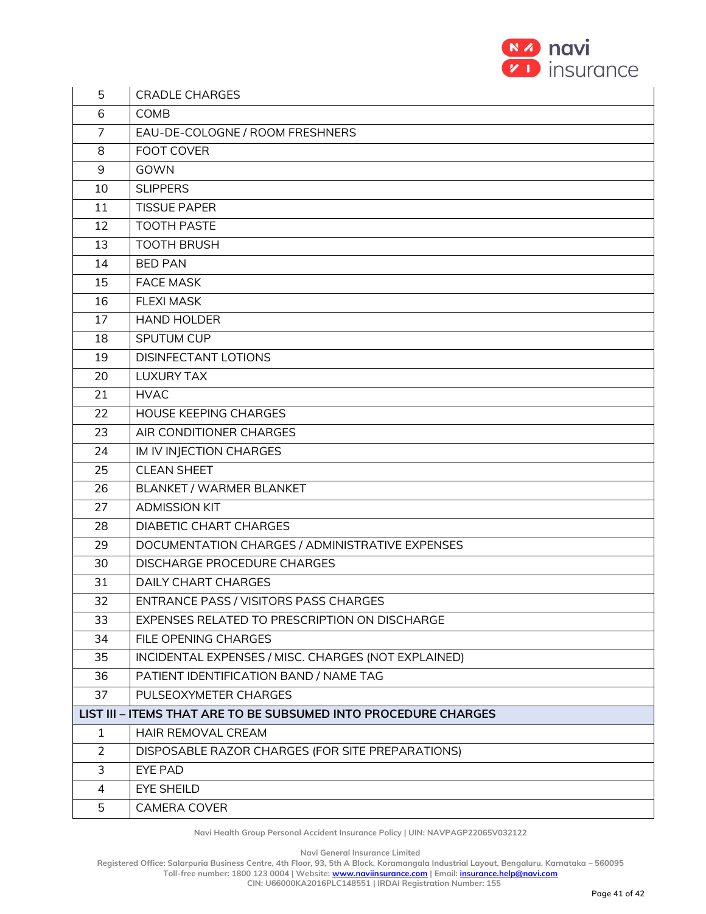| | |
|---|---|
| 5 | CRADLE CHARGES |
| 6 | COMB |
| 7 | EAU-DE-COLOGNE / ROOM FRESHNERS |
| 8 | FOOT COVER |
| 9 | GOWN |
| 10 | SLIPPERS |
| 11 | TISSUE PAPER |
| 12 | TOOTH PASTE |
| 13 | TOOTH BRUSH |
| 14 | BED PAN |
| 15 | FACE MASK |
| 16 | FLEXI MASK |
| 17 | HAND HOLDER |
| 18 | SPUTUM CUP |
| 19 | DISINFECTANT LOTIONS |
| 20 | LUXURY TAX |
| 21 | HVAC |
| 22 | HOUSE KEEPING CHARGES |
| 23 | AIR CONDITIONER CHARGES |
| 24 | IM IV INJECTION CHARGES |
| 25 | CLEAN SHEET |
| 26 | BLANKET / WARMER BLANKET |
| 27 | ADMISSION KIT |
| 28 | DIABETIC CHART CHARGES |
| 29 | DOCUMENTATION CHARGES / ADMINISTRATIVE EXPENSES |
| 30 | DISCHARGE PROCEDURE CHARGES |
| 31 | DAILY CHART CHARGES |
| 32 | ENTRANCE PASS / VISITORS PASS CHARGES |
| 33 | EXPENSES RELATED TO PRESCRIPTION ON DISCHARGE |
| 34 | FILE OPENING CHARGES |
| 35 | INCIDENTAL EXPENSES / MISC. CHARGES (NOT EXPLAINED) |
| 36 | PATIENT IDENTIFICATION BAND / NAME TAG |
| 37 | PULSEOXYMETER CHARGES |
| **LIST III – ITEMS THAT ARE TO BE SUBSUMED INTO PROCEDURE CHARGES** | |
| 1 | HAIR REMOVAL CREAM |
| 2 | DISPOSABLE RAZOR CHARGES (FOR SITE PREPARATIONS) |
| 3 | EYE PAD |
| 4 | EYE SHEILD |
| 5 | CAMERA COVER |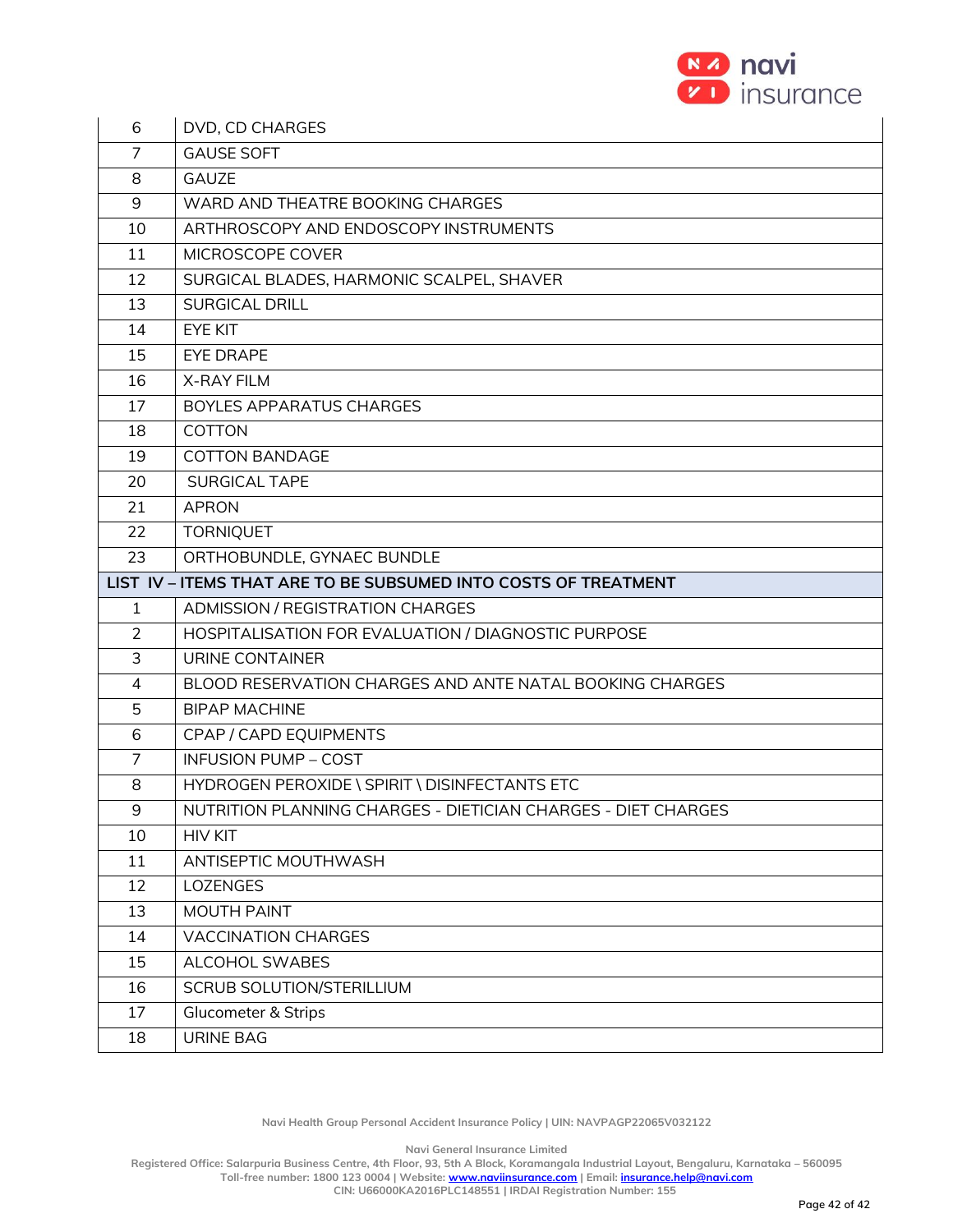| | |
|---|---|
| 6 | DVD, CD CHARGES |
| 7 | GAUSE SOFT |
| 8 | GAUZE |
| 9 | WARD AND THEATRE BOOKING CHARGES |
| 10 | ARTHROSCOPY AND ENDOSCOPY INSTRUMENTS |
| 11 | MICROSCOPE COVER |
| 12 | SURGICAL BLADES, HARMONIC SCALPEL, SHAVER |
| 13 | SURGICAL DRILL |
| 14 | EYE KIT |
| 15 | EYE DRAPE |
| 16 | X-RAY FILM |
| 17 | BOYLES APPARATUS CHARGES |
| 18 | COTTON |
| 19 | COTTON BANDAGE |
| 20 | SURGICAL TAPE |
| 21 | APRON |
| 22 | TORNIQUET |
| 23 | ORTHOBUNDLE, GYNAEC BUNDLE |
| **LIST IV – ITEMS THAT ARE TO BE SUBSUMED INTO COSTS OF TREATMENT** | |
| 1 | ADMISSION / REGISTRATION CHARGES |
| 2 | HOSPITALISATION FOR EVALUATION / DIAGNOSTIC PURPOSE |
| 3 | URINE CONTAINER |
| 4 | BLOOD RESERVATION CHARGES AND ANTE NATAL BOOKING CHARGES |
| 5 | BIPAP MACHINE |
| 6 | CPAP / CAPD EQUIPMENTS |
| 7 | INFUSION PUMP – COST |
| 8 | HYDROGEN PEROXIDE \ SPIRIT \ DISINFECTANTS ETC |
| 9 | NUTRITION PLANNING CHARGES - DIETICIAN CHARGES - DIET CHARGES |
| 10 | HIV KIT |
| 11 | ANTISEPTIC MOUTHWASH |
| 12 | LOZENGES |
| 13 | MOUTH PAINT |
| 14 | VACCINATION CHARGES |
| 15 | ALCOHOL SWABES |
| 16 | SCRUB SOLUTION/STERILLIUM |
| 17 | Glucometer & Strips |
| 18 | URINE BAG |